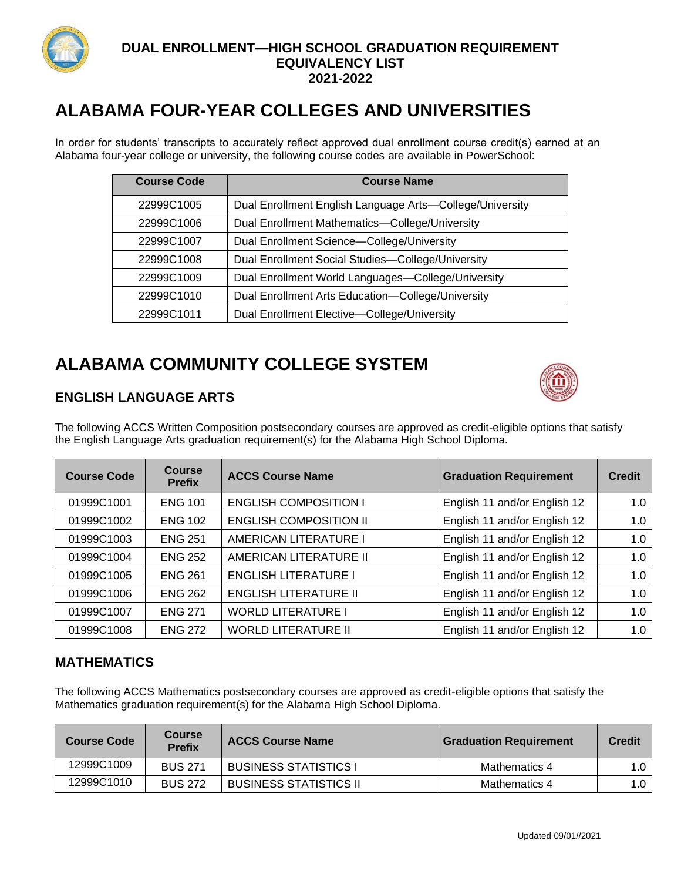**DUAL ENROLLMENT—HIGH SCHOOL GRADUATION REQUIREMENT EQUIVALENCY LIST**
**2021-2022**

# ALABAMA FOUR-YEAR COLLEGES AND UNIVERSITIES

In order for students' transcripts to accurately reflect approved dual enrollment course credit(s) earned at an Alabama four-year college or university, the following course codes are available in PowerSchool:

| Course Code | Course Name |
|---|---|
| 22999C1005 | Dual Enrollment English Language Arts—College/University |
| 22999C1006 | Dual Enrollment Mathematics—College/University |
| 22999C1007 | Dual Enrollment Science—College/University |
| 22999C1008 | Dual Enrollment Social Studies—College/University |
| 22999C1009 | Dual Enrollment World Languages—College/University |
| 22999C1010 | Dual Enrollment Arts Education—College/University |
| 22999C1011 | Dual Enrollment Elective—College/University |

# ALABAMA COMMUNITY COLLEGE SYSTEM

## ENGLISH LANGUAGE ARTS

The following ACCS Written Composition postsecondary courses are approved as credit-eligible options that satisfy the English Language Arts graduation requirement(s) for the Alabama High School Diploma.

| Course Code | Course Prefix | ACCS Course Name | Graduation Requirement | Credit |
|---|---|---|---|---|
| 01999C1001 | ENG 101 | ENGLISH COMPOSITION I | English 11 and/or English 12 | 1.0 |
| 01999C1002 | ENG 102 | ENGLISH COMPOSITION II | English 11 and/or English 12 | 1.0 |
| 01999C1003 | ENG 251 | AMERICAN LITERATURE I | English 11 and/or English 12 | 1.0 |
| 01999C1004 | ENG 252 | AMERICAN LITERATURE II | English 11 and/or English 12 | 1.0 |
| 01999C1005 | ENG 261 | ENGLISH LITERATURE I | English 11 and/or English 12 | 1.0 |
| 01999C1006 | ENG 262 | ENGLISH LITERATURE II | English 11 and/or English 12 | 1.0 |
| 01999C1007 | ENG 271 | WORLD LITERATURE I | English 11 and/or English 12 | 1.0 |
| 01999C1008 | ENG 272 | WORLD LITERATURE II | English 11 and/or English 12 | 1.0 |

## MATHEMATICS

The following ACCS Mathematics postsecondary courses are approved as credit-eligible options that satisfy the Mathematics graduation requirement(s) for the Alabama High School Diploma.

| Course Code | Course Prefix | ACCS Course Name | Graduation Requirement | Credit |
|---|---|---|---|---|
| 12999C1009 | BUS 271 | BUSINESS STATISTICS I | Mathematics 4 | 1.0 |
| 12999C1010 | BUS 272 | BUSINESS STATISTICS II | Mathematics 4 | 1.0 |

Updated 09/01//2021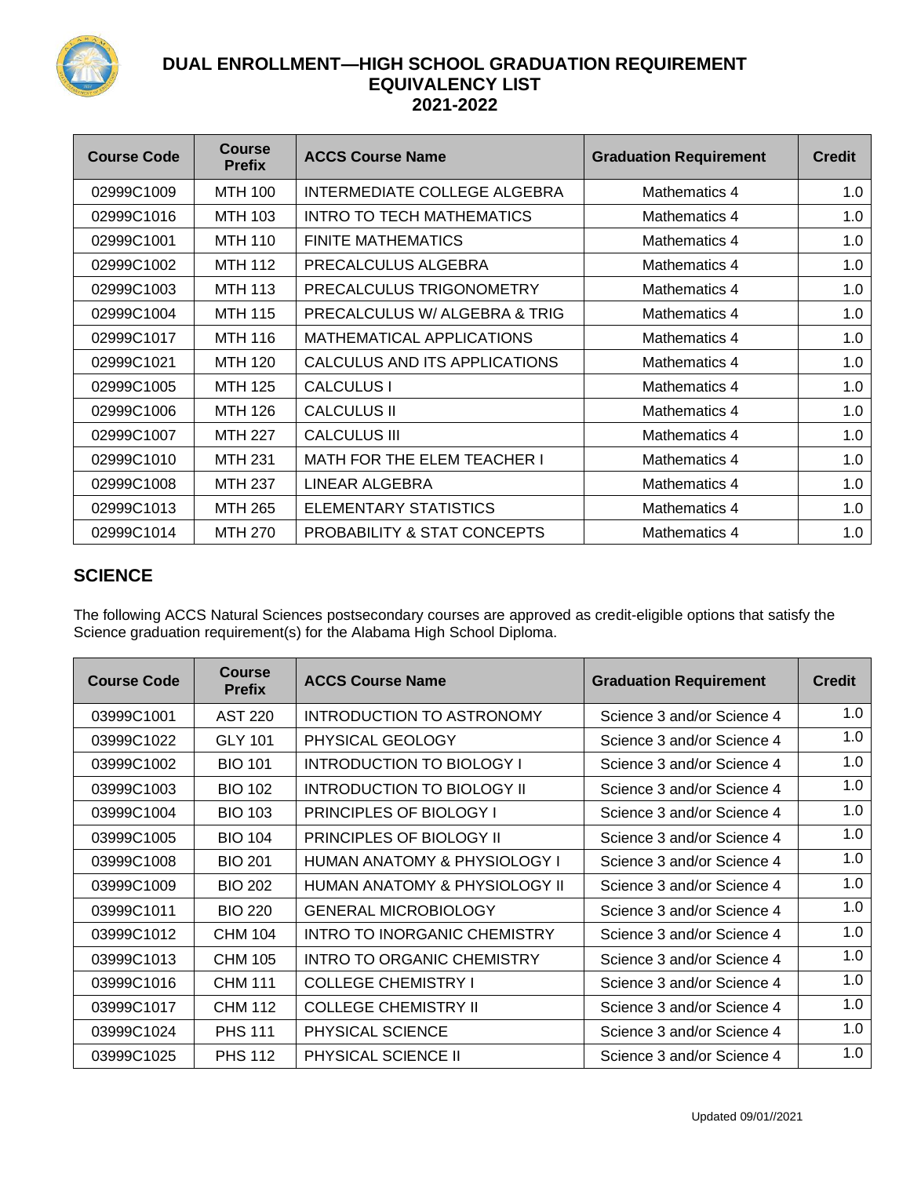# DUAL ENROLLMENT—HIGH SCHOOL GRADUATION REQUIREMENT EQUIVALENCY LIST 2021-2022

| Course Code | Course Prefix | ACCS Course Name | Graduation Requirement | Credit |
|---|---|---|---|---|
| 02999C1009 | MTH 100 | INTERMEDIATE COLLEGE ALGEBRA | Mathematics 4 | 1.0 |
| 02999C1016 | MTH 103 | INTRO TO TECH MATHEMATICS | Mathematics 4 | 1.0 |
| 02999C1001 | MTH 110 | FINITE MATHEMATICS | Mathematics 4 | 1.0 |
| 02999C1002 | MTH 112 | PRECALCULUS ALGEBRA | Mathematics 4 | 1.0 |
| 02999C1003 | MTH 113 | PRECALCULUS TRIGONOMETRY | Mathematics 4 | 1.0 |
| 02999C1004 | MTH 115 | PRECALCULUS W/ ALGEBRA & TRIG | Mathematics 4 | 1.0 |
| 02999C1017 | MTH 116 | MATHEMATICAL APPLICATIONS | Mathematics 4 | 1.0 |
| 02999C1021 | MTH 120 | CALCULUS AND ITS APPLICATIONS | Mathematics 4 | 1.0 |
| 02999C1005 | MTH 125 | CALCULUS I | Mathematics 4 | 1.0 |
| 02999C1006 | MTH 126 | CALCULUS II | Mathematics 4 | 1.0 |
| 02999C1007 | MTH 227 | CALCULUS III | Mathematics 4 | 1.0 |
| 02999C1010 | MTH 231 | MATH FOR THE ELEM TEACHER I | Mathematics 4 | 1.0 |
| 02999C1008 | MTH 237 | LINEAR ALGEBRA | Mathematics 4 | 1.0 |
| 02999C1013 | MTH 265 | ELEMENTARY STATISTICS | Mathematics 4 | 1.0 |
| 02999C1014 | MTH 270 | PROBABILITY & STAT CONCEPTS | Mathematics 4 | 1.0 |

## SCIENCE

The following ACCS Natural Sciences postsecondary courses are approved as credit-eligible options that satisfy the Science graduation requirement(s) for the Alabama High School Diploma.

| Course Code | Course Prefix | ACCS Course Name | Graduation Requirement | Credit |
|---|---|---|---|---|
| 03999C1001 | AST 220 | INTRODUCTION TO ASTRONOMY | Science 3 and/or Science 4 | 1.0 |
| 03999C1022 | GLY 101 | PHYSICAL GEOLOGY | Science 3 and/or Science 4 | 1.0 |
| 03999C1002 | BIO 101 | INTRODUCTION TO BIOLOGY I | Science 3 and/or Science 4 | 1.0 |
| 03999C1003 | BIO 102 | INTRODUCTION TO BIOLOGY II | Science 3 and/or Science 4 | 1.0 |
| 03999C1004 | BIO 103 | PRINCIPLES OF BIOLOGY I | Science 3 and/or Science 4 | 1.0 |
| 03999C1005 | BIO 104 | PRINCIPLES OF BIOLOGY II | Science 3 and/or Science 4 | 1.0 |
| 03999C1008 | BIO 201 | HUMAN ANATOMY & PHYSIOLOGY I | Science 3 and/or Science 4 | 1.0 |
| 03999C1009 | BIO 202 | HUMAN ANATOMY & PHYSIOLOGY II | Science 3 and/or Science 4 | 1.0 |
| 03999C1011 | BIO 220 | GENERAL MICROBIOLOGY | Science 3 and/or Science 4 | 1.0 |
| 03999C1012 | CHM 104 | INTRO TO INORGANIC CHEMISTRY | Science 3 and/or Science 4 | 1.0 |
| 03999C1013 | CHM 105 | INTRO TO ORGANIC CHEMISTRY | Science 3 and/or Science 4 | 1.0 |
| 03999C1016 | CHM 111 | COLLEGE CHEMISTRY I | Science 3 and/or Science 4 | 1.0 |
| 03999C1017 | CHM 112 | COLLEGE CHEMISTRY II | Science 3 and/or Science 4 | 1.0 |
| 03999C1024 | PHS 111 | PHYSICAL SCIENCE | Science 3 and/or Science 4 | 1.0 |
| 03999C1025 | PHS 112 | PHYSICAL SCIENCE II | Science 3 and/or Science 4 | 1.0 |

Updated 09/01//2021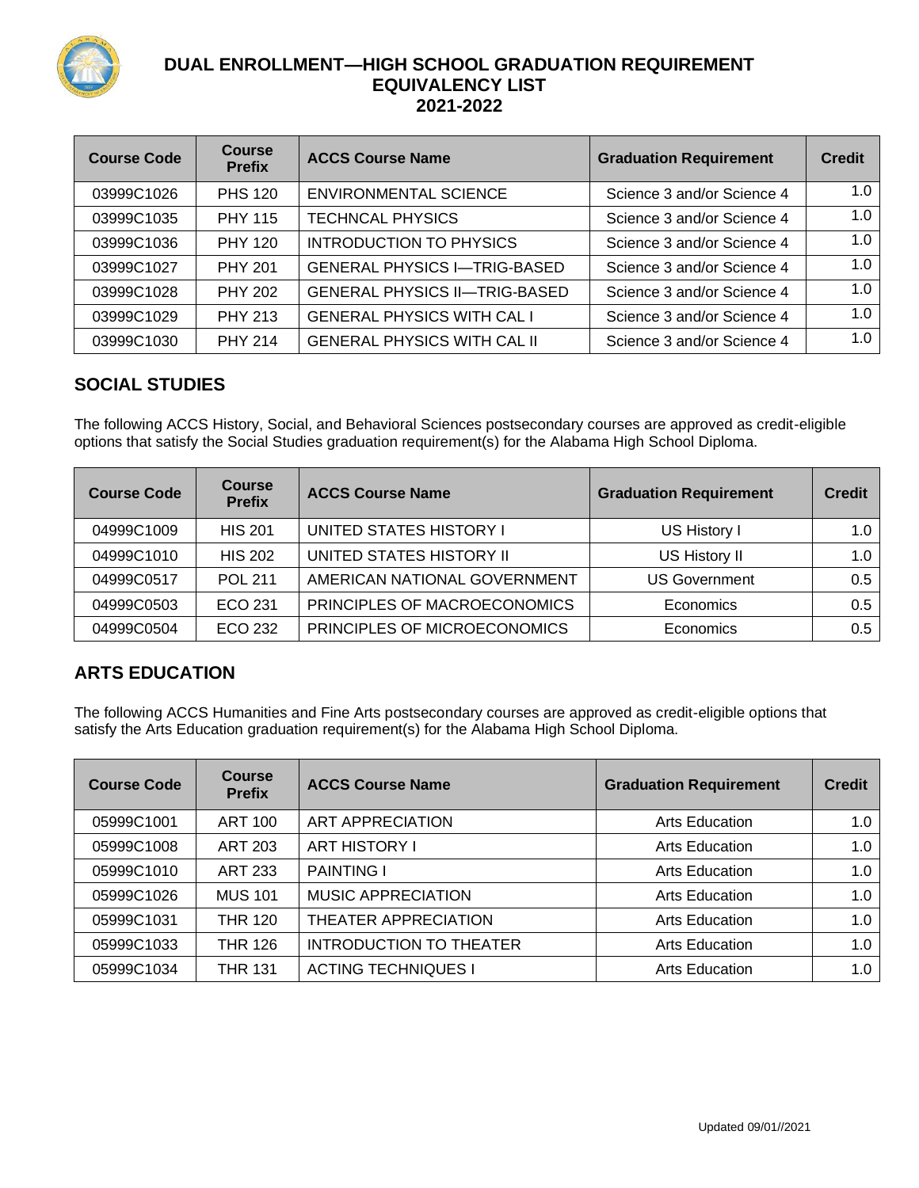# DUAL ENROLLMENT—HIGH SCHOOL GRADUATION REQUIREMENT EQUIVALENCY LIST 2021-2022

| Course Code | Course Prefix | ACCS Course Name | Graduation Requirement | Credit |
|---|---|---|---|---|
| 03999C1026 | PHS 120 | ENVIRONMENTAL SCIENCE | Science 3 and/or Science 4 | 1.0 |
| 03999C1035 | PHY 115 | TECHNCAL PHYSICS | Science 3 and/or Science 4 | 1.0 |
| 03999C1036 | PHY 120 | INTRODUCTION TO PHYSICS | Science 3 and/or Science 4 | 1.0 |
| 03999C1027 | PHY 201 | GENERAL PHYSICS I—TRIG-BASED | Science 3 and/or Science 4 | 1.0 |
| 03999C1028 | PHY 202 | GENERAL PHYSICS II—TRIG-BASED | Science 3 and/or Science 4 | 1.0 |
| 03999C1029 | PHY 213 | GENERAL PHYSICS WITH CAL I | Science 3 and/or Science 4 | 1.0 |
| 03999C1030 | PHY 214 | GENERAL PHYSICS WITH CAL II | Science 3 and/or Science 4 | 1.0 |

## SOCIAL STUDIES

The following ACCS History, Social, and Behavioral Sciences postsecondary courses are approved as credit-eligible options that satisfy the Social Studies graduation requirement(s) for the Alabama High School Diploma.

| Course Code | Course Prefix | ACCS Course Name | Graduation Requirement | Credit |
|---|---|---|---|---|
| 04999C1009 | HIS 201 | UNITED STATES HISTORY I | US History I | 1.0 |
| 04999C1010 | HIS 202 | UNITED STATES HISTORY II | US History II | 1.0 |
| 04999C0517 | POL 211 | AMERICAN NATIONAL GOVERNMENT | US Government | 0.5 |
| 04999C0503 | ECO 231 | PRINCIPLES OF MACROECONOMICS | Economics | 0.5 |
| 04999C0504 | ECO 232 | PRINCIPLES OF MICROECONOMICS | Economics | 0.5 |

## ARTS EDUCATION

The following ACCS Humanities and Fine Arts postsecondary courses are approved as credit-eligible options that satisfy the Arts Education graduation requirement(s) for the Alabama High School Diploma.

| Course Code | Course Prefix | ACCS Course Name | Graduation Requirement | Credit |
|---|---|---|---|---|
| 05999C1001 | ART 100 | ART APPRECIATION | Arts Education | 1.0 |
| 05999C1008 | ART 203 | ART HISTORY I | Arts Education | 1.0 |
| 05999C1010 | ART 233 | PAINTING I | Arts Education | 1.0 |
| 05999C1026 | MUS 101 | MUSIC APPRECIATION | Arts Education | 1.0 |
| 05999C1031 | THR 120 | THEATER APPRECIATION | Arts Education | 1.0 |
| 05999C1033 | THR 126 | INTRODUCTION TO THEATER | Arts Education | 1.0 |
| 05999C1034 | THR 131 | ACTING TECHNIQUES I | Arts Education | 1.0 |

Updated 09/01//2021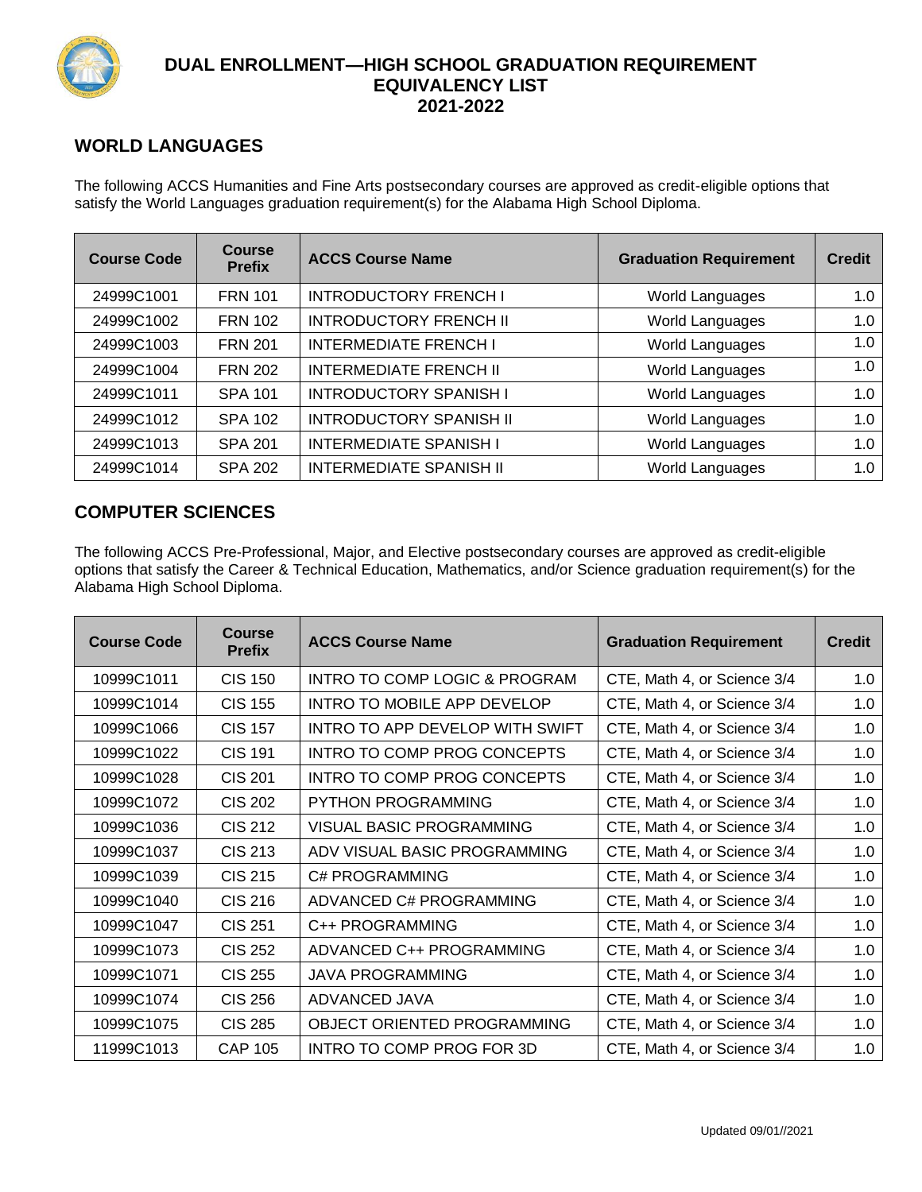# DUAL ENROLLMENT—HIGH SCHOOL GRADUATION REQUIREMENT EQUIVALENCY LIST 2021-2022

## WORLD LANGUAGES

The following ACCS Humanities and Fine Arts postsecondary courses are approved as credit-eligible options that satisfy the World Languages graduation requirement(s) for the Alabama High School Diploma.

| Course Code | Course Prefix | ACCS Course Name | Graduation Requirement | Credit |
|---|---|---|---|---|
| 24999C1001 | FRN 101 | INTRODUCTORY FRENCH I | World Languages | 1.0 |
| 24999C1002 | FRN 102 | INTRODUCTORY FRENCH II | World Languages | 1.0 |
| 24999C1003 | FRN 201 | INTERMEDIATE FRENCH I | World Languages | 1.0 |
| 24999C1004 | FRN 202 | INTERMEDIATE FRENCH II | World Languages | 1.0 |
| 24999C1011 | SPA 101 | INTRODUCTORY SPANISH I | World Languages | 1.0 |
| 24999C1012 | SPA 102 | INTRODUCTORY SPANISH II | World Languages | 1.0 |
| 24999C1013 | SPA 201 | INTERMEDIATE SPANISH I | World Languages | 1.0 |
| 24999C1014 | SPA 202 | INTERMEDIATE SPANISH II | World Languages | 1.0 |

## COMPUTER SCIENCES

The following ACCS Pre-Professional, Major, and Elective postsecondary courses are approved as credit-eligible options that satisfy the Career & Technical Education, Mathematics, and/or Science graduation requirement(s) for the Alabama High School Diploma.

| Course Code | Course Prefix | ACCS Course Name | Graduation Requirement | Credit |
|---|---|---|---|---|
| 10999C1011 | CIS 150 | INTRO TO COMP LOGIC & PROGRAM | CTE, Math 4, or Science 3/4 | 1.0 |
| 10999C1014 | CIS 155 | INTRO TO MOBILE APP DEVELOP | CTE, Math 4, or Science 3/4 | 1.0 |
| 10999C1066 | CIS 157 | INTRO TO APP DEVELOP WITH SWIFT | CTE, Math 4, or Science 3/4 | 1.0 |
| 10999C1022 | CIS 191 | INTRO TO COMP PROG CONCEPTS | CTE, Math 4, or Science 3/4 | 1.0 |
| 10999C1028 | CIS 201 | INTRO TO COMP PROG CONCEPTS | CTE, Math 4, or Science 3/4 | 1.0 |
| 10999C1072 | CIS 202 | PYTHON PROGRAMMING | CTE, Math 4, or Science 3/4 | 1.0 |
| 10999C1036 | CIS 212 | VISUAL BASIC PROGRAMMING | CTE, Math 4, or Science 3/4 | 1.0 |
| 10999C1037 | CIS 213 | ADV VISUAL BASIC PROGRAMMING | CTE, Math 4, or Science 3/4 | 1.0 |
| 10999C1039 | CIS 215 | C# PROGRAMMING | CTE, Math 4, or Science 3/4 | 1.0 |
| 10999C1040 | CIS 216 | ADVANCED C# PROGRAMMING | CTE, Math 4, or Science 3/4 | 1.0 |
| 10999C1047 | CIS 251 | C++ PROGRAMMING | CTE, Math 4, or Science 3/4 | 1.0 |
| 10999C1073 | CIS 252 | ADVANCED C++ PROGRAMMING | CTE, Math 4, or Science 3/4 | 1.0 |
| 10999C1071 | CIS 255 | JAVA PROGRAMMING | CTE, Math 4, or Science 3/4 | 1.0 |
| 10999C1074 | CIS 256 | ADVANCED JAVA | CTE, Math 4, or Science 3/4 | 1.0 |
| 10999C1075 | CIS 285 | OBJECT ORIENTED PROGRAMMING | CTE, Math 4, or Science 3/4 | 1.0 |
| 11999C1013 | CAP 105 | INTRO TO COMP PROG FOR 3D | CTE, Math 4, or Science 3/4 | 1.0 |

Updated 09/01//2021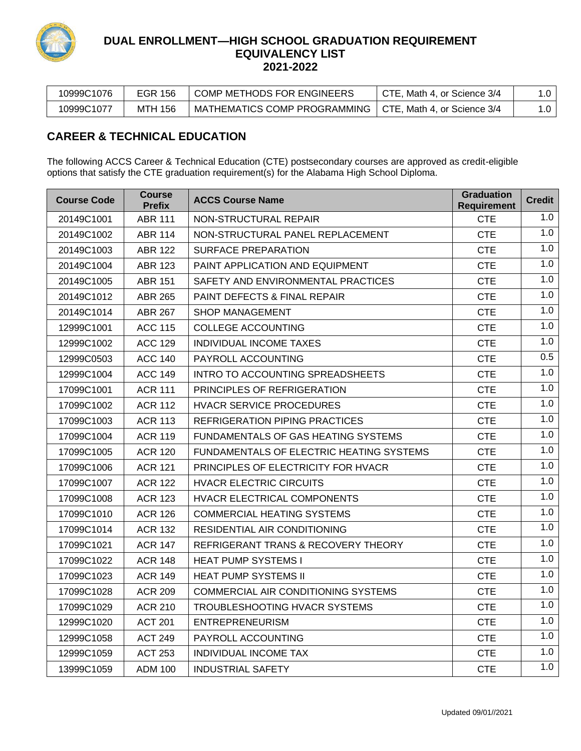# DUAL ENROLLMENT—HIGH SCHOOL GRADUATION REQUIREMENT EQUIVALENCY LIST 2021-2022

| | | | | |
|---|---|---|---|---|
| 10999C1076 | EGR 156 | COMP METHODS FOR ENGINEERS | CTE, Math 4, or Science 3/4 | 1.0 |
| 10999C1077 | MTH 156 | MATHEMATICS COMP PROGRAMMING | CTE, Math 4, or Science 3/4 | 1.0 |

## CAREER & TECHNICAL EDUCATION

The following ACCS Career & Technical Education (CTE) postsecondary courses are approved as credit-eligible options that satisfy the CTE graduation requirement(s) for the Alabama High School Diploma.

| Course Code | Course Prefix | ACCS Course Name | Graduation Requirement | Credit |
|---|---|---|---|---|
| 20149C1001 | ABR 111 | NON-STRUCTURAL REPAIR | CTE | 1.0 |
| 20149C1002 | ABR 114 | NON-STRUCTURAL PANEL REPLACEMENT | CTE | 1.0 |
| 20149C1003 | ABR 122 | SURFACE PREPARATION | CTE | 1.0 |
| 20149C1004 | ABR 123 | PAINT APPLICATION AND EQUIPMENT | CTE | 1.0 |
| 20149C1005 | ABR 151 | SAFETY AND ENVIRONMENTAL PRACTICES | CTE | 1.0 |
| 20149C1012 | ABR 265 | PAINT DEFECTS & FINAL REPAIR | CTE | 1.0 |
| 20149C1014 | ABR 267 | SHOP MANAGEMENT | CTE | 1.0 |
| 12999C1001 | ACC 115 | COLLEGE ACCOUNTING | CTE | 1.0 |
| 12999C1002 | ACC 129 | INDIVIDUAL INCOME TAXES | CTE | 1.0 |
| 12999C0503 | ACC 140 | PAYROLL ACCOUNTING | CTE | 0.5 |
| 12999C1004 | ACC 149 | INTRO TO ACCOUNTING SPREADSHEETS | CTE | 1.0 |
| 17099C1001 | ACR 111 | PRINCIPLES OF REFRIGERATION | CTE | 1.0 |
| 17099C1002 | ACR 112 | HVACR SERVICE PROCEDURES | CTE | 1.0 |
| 17099C1003 | ACR 113 | REFRIGERATION PIPING PRACTICES | CTE | 1.0 |
| 17099C1004 | ACR 119 | FUNDAMENTALS OF GAS HEATING SYSTEMS | CTE | 1.0 |
| 17099C1005 | ACR 120 | FUNDAMENTALS OF ELECTRIC HEATING SYSTEMS | CTE | 1.0 |
| 17099C1006 | ACR 121 | PRINCIPLES OF ELECTRICITY FOR HVACR | CTE | 1.0 |
| 17099C1007 | ACR 122 | HVACR ELECTRIC CIRCUITS | CTE | 1.0 |
| 17099C1008 | ACR 123 | HVACR ELECTRICAL COMPONENTS | CTE | 1.0 |
| 17099C1010 | ACR 126 | COMMERCIAL HEATING SYSTEMS | CTE | 1.0 |
| 17099C1014 | ACR 132 | RESIDENTIAL AIR CONDITIONING | CTE | 1.0 |
| 17099C1021 | ACR 147 | REFRIGERANT TRANS & RECOVERY THEORY | CTE | 1.0 |
| 17099C1022 | ACR 148 | HEAT PUMP SYSTEMS I | CTE | 1.0 |
| 17099C1023 | ACR 149 | HEAT PUMP SYSTEMS II | CTE | 1.0 |
| 17099C1028 | ACR 209 | COMMERCIAL AIR CONDITIONING SYSTEMS | CTE | 1.0 |
| 17099C1029 | ACR 210 | TROUBLESHOOTING HVACR SYSTEMS | CTE | 1.0 |
| 12999C1020 | ACT 201 | ENTREPRENEURISM | CTE | 1.0 |
| 12999C1058 | ACT 249 | PAYROLL ACCOUNTING | CTE | 1.0 |
| 12999C1059 | ACT 253 | INDIVIDUAL INCOME TAX | CTE | 1.0 |
| 13999C1059 | ADM 100 | INDUSTRIAL SAFETY | CTE | 1.0 |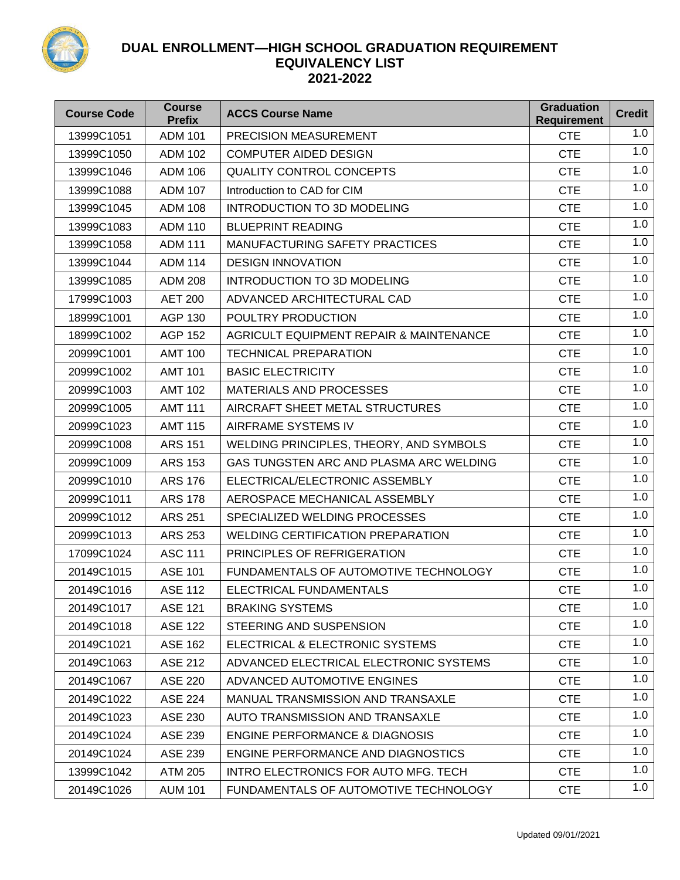# DUAL ENROLLMENT—HIGH SCHOOL GRADUATION REQUIREMENT EQUIVALENCY LIST 2021-2022

| Course Code | Course Prefix | ACCS Course Name | Graduation Requirement | Credit |
|---|---|---|---|---|
| 13999C1051 | ADM 101 | PRECISION MEASUREMENT | CTE | 1.0 |
| 13999C1050 | ADM 102 | COMPUTER AIDED DESIGN | CTE | 1.0 |
| 13999C1046 | ADM 106 | QUALITY CONTROL CONCEPTS | CTE | 1.0 |
| 13999C1088 | ADM 107 | Introduction to CAD for CIM | CTE | 1.0 |
| 13999C1045 | ADM 108 | INTRODUCTION TO 3D MODELING | CTE | 1.0 |
| 13999C1083 | ADM 110 | BLUEPRINT READING | CTE | 1.0 |
| 13999C1058 | ADM 111 | MANUFACTURING SAFETY PRACTICES | CTE | 1.0 |
| 13999C1044 | ADM 114 | DESIGN INNOVATION | CTE | 1.0 |
| 13999C1085 | ADM 208 | INTRODUCTION TO 3D MODELING | CTE | 1.0 |
| 17999C1003 | AET 200 | ADVANCED ARCHITECTURAL CAD | CTE | 1.0 |
| 18999C1001 | AGP 130 | POULTRY PRODUCTION | CTE | 1.0 |
| 18999C1002 | AGP 152 | AGRICULT EQUIPMENT REPAIR & MAINTENANCE | CTE | 1.0 |
| 20999C1001 | AMT 100 | TECHNICAL PREPARATION | CTE | 1.0 |
| 20999C1002 | AMT 101 | BASIC ELECTRICITY | CTE | 1.0 |
| 20999C1003 | AMT 102 | MATERIALS AND PROCESSES | CTE | 1.0 |
| 20999C1005 | AMT 111 | AIRCRAFT SHEET METAL STRUCTURES | CTE | 1.0 |
| 20999C1023 | AMT 115 | AIRFRAME SYSTEMS IV | CTE | 1.0 |
| 20999C1008 | ARS 151 | WELDING PRINCIPLES, THEORY, AND SYMBOLS | CTE | 1.0 |
| 20999C1009 | ARS 153 | GAS TUNGSTEN ARC AND PLASMA ARC WELDING | CTE | 1.0 |
| 20999C1010 | ARS 176 | ELECTRICAL/ELECTRONIC ASSEMBLY | CTE | 1.0 |
| 20999C1011 | ARS 178 | AEROSPACE MECHANICAL ASSEMBLY | CTE | 1.0 |
| 20999C1012 | ARS 251 | SPECIALIZED WELDING PROCESSES | CTE | 1.0 |
| 20999C1013 | ARS 253 | WELDING CERTIFICATION PREPARATION | CTE | 1.0 |
| 17099C1024 | ASC 111 | PRINCIPLES OF REFRIGERATION | CTE | 1.0 |
| 20149C1015 | ASE 101 | FUNDAMENTALS OF AUTOMOTIVE TECHNOLOGY | CTE | 1.0 |
| 20149C1016 | ASE 112 | ELECTRICAL FUNDAMENTALS | CTE | 1.0 |
| 20149C1017 | ASE 121 | BRAKING SYSTEMS | CTE | 1.0 |
| 20149C1018 | ASE 122 | STEERING AND SUSPENSION | CTE | 1.0 |
| 20149C1021 | ASE 162 | ELECTRICAL & ELECTRONIC SYSTEMS | CTE | 1.0 |
| 20149C1063 | ASE 212 | ADVANCED ELECTRICAL ELECTRONIC SYSTEMS | CTE | 1.0 |
| 20149C1067 | ASE 220 | ADVANCED AUTOMOTIVE ENGINES | CTE | 1.0 |
| 20149C1022 | ASE 224 | MANUAL TRANSMISSION AND TRANSAXLE | CTE | 1.0 |
| 20149C1023 | ASE 230 | AUTO TRANSMISSION AND TRANSAXLE | CTE | 1.0 |
| 20149C1024 | ASE 239 | ENGINE PERFORMANCE & DIAGNOSIS | CTE | 1.0 |
| 20149C1024 | ASE 239 | ENGINE PERFORMANCE AND DIAGNOSTICS | CTE | 1.0 |
| 13999C1042 | ATM 205 | INTRO ELECTRONICS FOR AUTO MFG. TECH | CTE | 1.0 |
| 20149C1026 | AUM 101 | FUNDAMENTALS OF AUTOMOTIVE TECHNOLOGY | CTE | 1.0 |

Updated 09/01//2021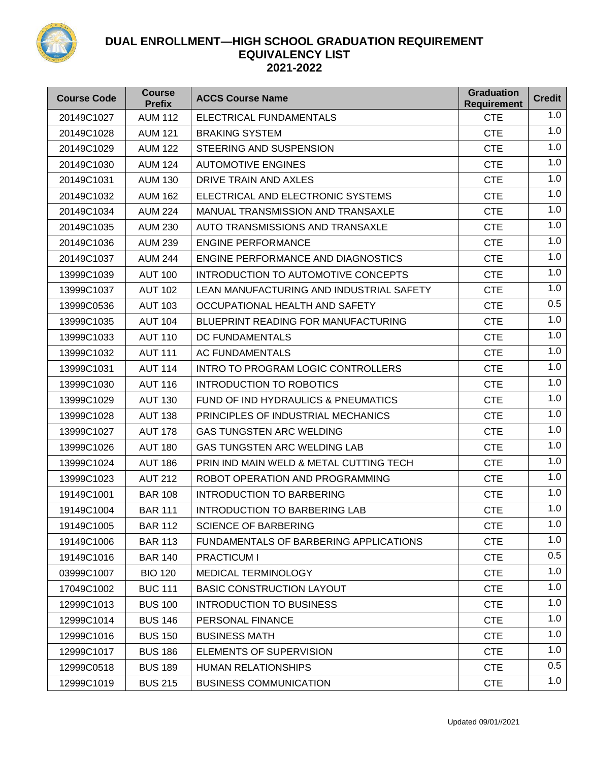# DUAL ENROLLMENT—HIGH SCHOOL GRADUATION REQUIREMENT EQUIVALENCY LIST 2021-2022

| Course Code | Course Prefix | ACCS Course Name | Graduation Requirement | Credit |
|---|---|---|---|---|
| 20149C1027 | AUM 112 | ELECTRICAL FUNDAMENTALS | CTE | 1.0 |
| 20149C1028 | AUM 121 | BRAKING SYSTEM | CTE | 1.0 |
| 20149C1029 | AUM 122 | STEERING AND SUSPENSION | CTE | 1.0 |
| 20149C1030 | AUM 124 | AUTOMOTIVE ENGINES | CTE | 1.0 |
| 20149C1031 | AUM 130 | DRIVE TRAIN AND AXLES | CTE | 1.0 |
| 20149C1032 | AUM 162 | ELECTRICAL AND ELECTRONIC SYSTEMS | CTE | 1.0 |
| 20149C1034 | AUM 224 | MANUAL TRANSMISSION AND TRANSAXLE | CTE | 1.0 |
| 20149C1035 | AUM 230 | AUTO TRANSMISSIONS AND TRANSAXLE | CTE | 1.0 |
| 20149C1036 | AUM 239 | ENGINE PERFORMANCE | CTE | 1.0 |
| 20149C1037 | AUM 244 | ENGINE PERFORMANCE AND DIAGNOSTICS | CTE | 1.0 |
| 13999C1039 | AUT 100 | INTRODUCTION TO AUTOMOTIVE CONCEPTS | CTE | 1.0 |
| 13999C1037 | AUT 102 | LEAN MANUFACTURING AND INDUSTRIAL SAFETY | CTE | 1.0 |
| 13999C0536 | AUT 103 | OCCUPATIONAL HEALTH AND SAFETY | CTE | 0.5 |
| 13999C1035 | AUT 104 | BLUEPRINT READING FOR MANUFACTURING | CTE | 1.0 |
| 13999C1033 | AUT 110 | DC FUNDAMENTALS | CTE | 1.0 |
| 13999C1032 | AUT 111 | AC FUNDAMENTALS | CTE | 1.0 |
| 13999C1031 | AUT 114 | INTRO TO PROGRAM LOGIC CONTROLLERS | CTE | 1.0 |
| 13999C1030 | AUT 116 | INTRODUCTION TO ROBOTICS | CTE | 1.0 |
| 13999C1029 | AUT 130 | FUND OF IND HYDRAULICS & PNEUMATICS | CTE | 1.0 |
| 13999C1028 | AUT 138 | PRINCIPLES OF INDUSTRIAL MECHANICS | CTE | 1.0 |
| 13999C1027 | AUT 178 | GAS TUNGSTEN ARC WELDING | CTE | 1.0 |
| 13999C1026 | AUT 180 | GAS TUNGSTEN ARC WELDING LAB | CTE | 1.0 |
| 13999C1024 | AUT 186 | PRIN IND MAIN WELD & METAL CUTTING TECH | CTE | 1.0 |
| 13999C1023 | AUT 212 | ROBOT OPERATION AND PROGRAMMING | CTE | 1.0 |
| 19149C1001 | BAR 108 | INTRODUCTION TO BARBERING | CTE | 1.0 |
| 19149C1004 | BAR 111 | INTRODUCTION TO BARBERING LAB | CTE | 1.0 |
| 19149C1005 | BAR 112 | SCIENCE OF BARBERING | CTE | 1.0 |
| 19149C1006 | BAR 113 | FUNDAMENTALS OF BARBERING APPLICATIONS | CTE | 1.0 |
| 19149C1016 | BAR 140 | PRACTICUM I | CTE | 0.5 |
| 03999C1007 | BIO 120 | MEDICAL TERMINOLOGY | CTE | 1.0 |
| 17049C1002 | BUC 111 | BASIC CONSTRUCTION LAYOUT | CTE | 1.0 |
| 12999C1013 | BUS 100 | INTRODUCTION TO BUSINESS | CTE | 1.0 |
| 12999C1014 | BUS 146 | PERSONAL FINANCE | CTE | 1.0 |
| 12999C1016 | BUS 150 | BUSINESS MATH | CTE | 1.0 |
| 12999C1017 | BUS 186 | ELEMENTS OF SUPERVISION | CTE | 1.0 |
| 12999C0518 | BUS 189 | HUMAN RELATIONSHIPS | CTE | 0.5 |
| 12999C1019 | BUS 215 | BUSINESS COMMUNICATION | CTE | 1.0 |

Updated 09/01//2021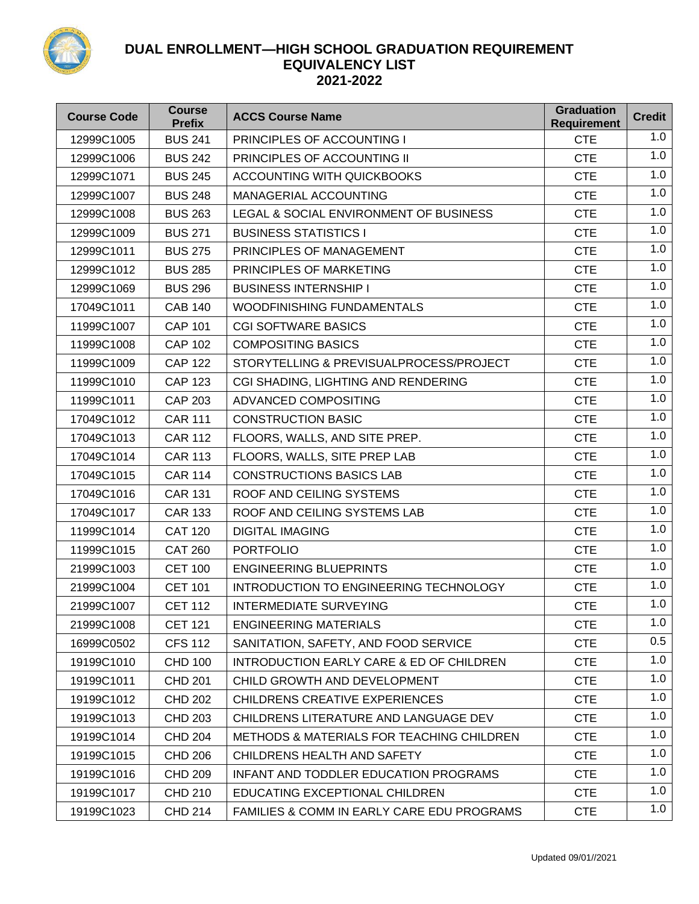# DUAL ENROLLMENT—HIGH SCHOOL GRADUATION REQUIREMENT EQUIVALENCY LIST 2021-2022

| Course Code | Course Prefix | ACCS Course Name | Graduation Requirement | Credit |
|---|---|---|---|---|
| 12999C1005 | BUS 241 | PRINCIPLES OF ACCOUNTING I | CTE | 1.0 |
| 12999C1006 | BUS 242 | PRINCIPLES OF ACCOUNTING II | CTE | 1.0 |
| 12999C1071 | BUS 245 | ACCOUNTING WITH QUICKBOOKS | CTE | 1.0 |
| 12999C1007 | BUS 248 | MANAGERIAL ACCOUNTING | CTE | 1.0 |
| 12999C1008 | BUS 263 | LEGAL & SOCIAL ENVIRONMENT OF BUSINESS | CTE | 1.0 |
| 12999C1009 | BUS 271 | BUSINESS STATISTICS I | CTE | 1.0 |
| 12999C1011 | BUS 275 | PRINCIPLES OF MANAGEMENT | CTE | 1.0 |
| 12999C1012 | BUS 285 | PRINCIPLES OF MARKETING | CTE | 1.0 |
| 12999C1069 | BUS 296 | BUSINESS INTERNSHIP I | CTE | 1.0 |
| 17049C1011 | CAB 140 | WOODFINISHING FUNDAMENTALS | CTE | 1.0 |
| 11999C1007 | CAP 101 | CGI SOFTWARE BASICS | CTE | 1.0 |
| 11999C1008 | CAP 102 | COMPOSITING BASICS | CTE | 1.0 |
| 11999C1009 | CAP 122 | STORYTELLING & PREVISUALPROCESS/PROJECT | CTE | 1.0 |
| 11999C1010 | CAP 123 | CGI SHADING, LIGHTING AND RENDERING | CTE | 1.0 |
| 11999C1011 | CAP 203 | ADVANCED COMPOSITING | CTE | 1.0 |
| 17049C1012 | CAR 111 | CONSTRUCTION BASIC | CTE | 1.0 |
| 17049C1013 | CAR 112 | FLOORS, WALLS, AND SITE PREP. | CTE | 1.0 |
| 17049C1014 | CAR 113 | FLOORS, WALLS, SITE PREP LAB | CTE | 1.0 |
| 17049C1015 | CAR 114 | CONSTRUCTIONS BASICS LAB | CTE | 1.0 |
| 17049C1016 | CAR 131 | ROOF AND CEILING SYSTEMS | CTE | 1.0 |
| 17049C1017 | CAR 133 | ROOF AND CEILING SYSTEMS LAB | CTE | 1.0 |
| 11999C1014 | CAT 120 | DIGITAL IMAGING | CTE | 1.0 |
| 11999C1015 | CAT 260 | PORTFOLIO | CTE | 1.0 |
| 21999C1003 | CET 100 | ENGINEERING BLUEPRINTS | CTE | 1.0 |
| 21999C1004 | CET 101 | INTRODUCTION TO ENGINEERING TECHNOLOGY | CTE | 1.0 |
| 21999C1007 | CET 112 | INTERMEDIATE SURVEYING | CTE | 1.0 |
| 21999C1008 | CET 121 | ENGINEERING MATERIALS | CTE | 1.0 |
| 16999C0502 | CFS 112 | SANITATION, SAFETY, AND FOOD SERVICE | CTE | 0.5 |
| 19199C1010 | CHD 100 | INTRODUCTION EARLY CARE & ED OF CHILDREN | CTE | 1.0 |
| 19199C1011 | CHD 201 | CHILD GROWTH AND DEVELOPMENT | CTE | 1.0 |
| 19199C1012 | CHD 202 | CHILDRENS CREATIVE EXPERIENCES | CTE | 1.0 |
| 19199C1013 | CHD 203 | CHILDRENS LITERATURE AND LANGUAGE DEV | CTE | 1.0 |
| 19199C1014 | CHD 204 | METHODS & MATERIALS FOR TEACHING CHILDREN | CTE | 1.0 |
| 19199C1015 | CHD 206 | CHILDRENS HEALTH AND SAFETY | CTE | 1.0 |
| 19199C1016 | CHD 209 | INFANT AND TODDLER EDUCATION PROGRAMS | CTE | 1.0 |
| 19199C1017 | CHD 210 | EDUCATING EXCEPTIONAL CHILDREN | CTE | 1.0 |
| 19199C1023 | CHD 214 | FAMILIES & COMM IN EARLY CARE EDU PROGRAMS | CTE | 1.0 |

Updated 09/01//2021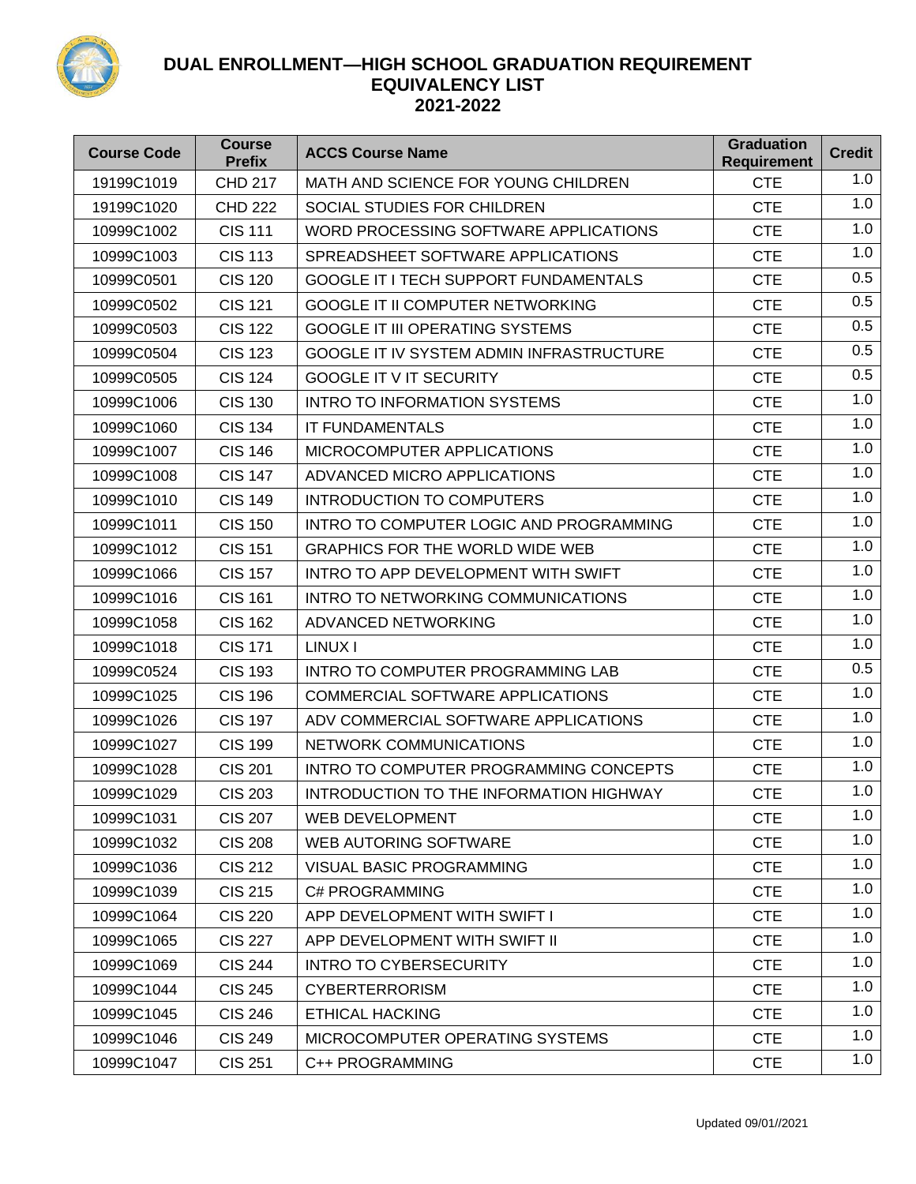# DUAL ENROLLMENT—HIGH SCHOOL GRADUATION REQUIREMENT EQUIVALENCY LIST 2021-2022

| Course Code | Course Prefix | ACCS Course Name | Graduation Requirement | Credit |
|---|---|---|---|---|
| 19199C1019 | CHD 217 | MATH AND SCIENCE FOR YOUNG CHILDREN | CTE | 1.0 |
| 19199C1020 | CHD 222 | SOCIAL STUDIES FOR CHILDREN | CTE | 1.0 |
| 10999C1002 | CIS 111 | WORD PROCESSING SOFTWARE APPLICATIONS | CTE | 1.0 |
| 10999C1003 | CIS 113 | SPREADSHEET SOFTWARE APPLICATIONS | CTE | 1.0 |
| 10999C0501 | CIS 120 | GOOGLE IT I TECH SUPPORT FUNDAMENTALS | CTE | 0.5 |
| 10999C0502 | CIS 121 | GOOGLE IT II COMPUTER NETWORKING | CTE | 0.5 |
| 10999C0503 | CIS 122 | GOOGLE IT III OPERATING SYSTEMS | CTE | 0.5 |
| 10999C0504 | CIS 123 | GOOGLE IT IV SYSTEM ADMIN INFRASTRUCTURE | CTE | 0.5 |
| 10999C0505 | CIS 124 | GOOGLE IT V IT SECURITY | CTE | 0.5 |
| 10999C1006 | CIS 130 | INTRO TO INFORMATION SYSTEMS | CTE | 1.0 |
| 10999C1060 | CIS 134 | IT FUNDAMENTALS | CTE | 1.0 |
| 10999C1007 | CIS 146 | MICROCOMPUTER APPLICATIONS | CTE | 1.0 |
| 10999C1008 | CIS 147 | ADVANCED MICRO APPLICATIONS | CTE | 1.0 |
| 10999C1010 | CIS 149 | INTRODUCTION TO COMPUTERS | CTE | 1.0 |
| 10999C1011 | CIS 150 | INTRO TO COMPUTER LOGIC AND PROGRAMMING | CTE | 1.0 |
| 10999C1012 | CIS 151 | GRAPHICS FOR THE WORLD WIDE WEB | CTE | 1.0 |
| 10999C1066 | CIS 157 | INTRO TO APP DEVELOPMENT WITH SWIFT | CTE | 1.0 |
| 10999C1016 | CIS 161 | INTRO TO NETWORKING COMMUNICATIONS | CTE | 1.0 |
| 10999C1058 | CIS 162 | ADVANCED NETWORKING | CTE | 1.0 |
| 10999C1018 | CIS 171 | LINUX I | CTE | 1.0 |
| 10999C0524 | CIS 193 | INTRO TO COMPUTER PROGRAMMING LAB | CTE | 0.5 |
| 10999C1025 | CIS 196 | COMMERCIAL SOFTWARE APPLICATIONS | CTE | 1.0 |
| 10999C1026 | CIS 197 | ADV COMMERCIAL SOFTWARE APPLICATIONS | CTE | 1.0 |
| 10999C1027 | CIS 199 | NETWORK COMMUNICATIONS | CTE | 1.0 |
| 10999C1028 | CIS 201 | INTRO TO COMPUTER PROGRAMMING CONCEPTS | CTE | 1.0 |
| 10999C1029 | CIS 203 | INTRODUCTION TO THE INFORMATION HIGHWAY | CTE | 1.0 |
| 10999C1031 | CIS 207 | WEB DEVELOPMENT | CTE | 1.0 |
| 10999C1032 | CIS 208 | WEB AUTORING SOFTWARE | CTE | 1.0 |
| 10999C1036 | CIS 212 | VISUAL BASIC PROGRAMMING | CTE | 1.0 |
| 10999C1039 | CIS 215 | C# PROGRAMMING | CTE | 1.0 |
| 10999C1064 | CIS 220 | APP DEVELOPMENT WITH SWIFT I | CTE | 1.0 |
| 10999C1065 | CIS 227 | APP DEVELOPMENT WITH SWIFT II | CTE | 1.0 |
| 10999C1069 | CIS 244 | INTRO TO CYBERSECURITY | CTE | 1.0 |
| 10999C1044 | CIS 245 | CYBERTERRORISM | CTE | 1.0 |
| 10999C1045 | CIS 246 | ETHICAL HACKING | CTE | 1.0 |
| 10999C1046 | CIS 249 | MICROCOMPUTER OPERATING SYSTEMS | CTE | 1.0 |
| 10999C1047 | CIS 251 | C++ PROGRAMMING | CTE | 1.0 |

Updated 09/01//2021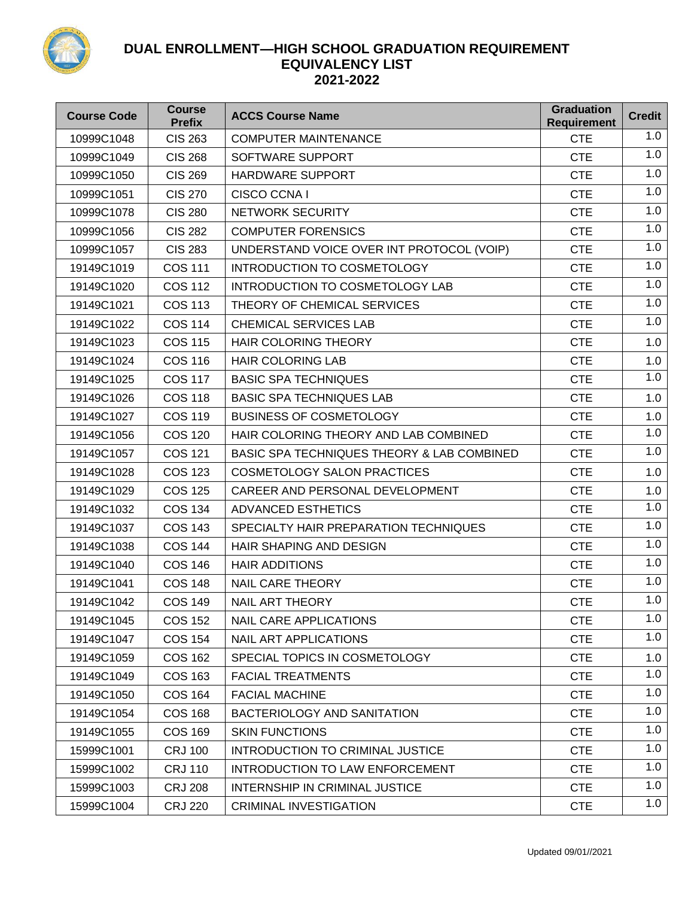# DUAL ENROLLMENT—HIGH SCHOOL GRADUATION REQUIREMENT EQUIVALENCY LIST 2021-2022

| Course Code | Course Prefix | ACCS Course Name | Graduation Requirement | Credit |
|---|---|---|---|---|
| 10999C1048 | CIS 263 | COMPUTER MAINTENANCE | CTE | 1.0 |
| 10999C1049 | CIS 268 | SOFTWARE SUPPORT | CTE | 1.0 |
| 10999C1050 | CIS 269 | HARDWARE SUPPORT | CTE | 1.0 |
| 10999C1051 | CIS 270 | CISCO CCNA I | CTE | 1.0 |
| 10999C1078 | CIS 280 | NETWORK SECURITY | CTE | 1.0 |
| 10999C1056 | CIS 282 | COMPUTER FORENSICS | CTE | 1.0 |
| 10999C1057 | CIS 283 | UNDERSTAND VOICE OVER INT PROTOCOL (VOIP) | CTE | 1.0 |
| 19149C1019 | COS 111 | INTRODUCTION TO COSMETOLOGY | CTE | 1.0 |
| 19149C1020 | COS 112 | INTRODUCTION TO COSMETOLOGY LAB | CTE | 1.0 |
| 19149C1021 | COS 113 | THEORY OF CHEMICAL SERVICES | CTE | 1.0 |
| 19149C1022 | COS 114 | CHEMICAL SERVICES LAB | CTE | 1.0 |
| 19149C1023 | COS 115 | HAIR COLORING THEORY | CTE | 1.0 |
| 19149C1024 | COS 116 | HAIR COLORING LAB | CTE | 1.0 |
| 19149C1025 | COS 117 | BASIC SPA TECHNIQUES | CTE | 1.0 |
| 19149C1026 | COS 118 | BASIC SPA TECHNIQUES LAB | CTE | 1.0 |
| 19149C1027 | COS 119 | BUSINESS OF COSMETOLOGY | CTE | 1.0 |
| 19149C1056 | COS 120 | HAIR COLORING THEORY AND LAB COMBINED | CTE | 1.0 |
| 19149C1057 | COS 121 | BASIC SPA TECHNIQUES THEORY & LAB COMBINED | CTE | 1.0 |
| 19149C1028 | COS 123 | COSMETOLOGY SALON PRACTICES | CTE | 1.0 |
| 19149C1029 | COS 125 | CAREER AND PERSONAL DEVELOPMENT | CTE | 1.0 |
| 19149C1032 | COS 134 | ADVANCED ESTHETICS | CTE | 1.0 |
| 19149C1037 | COS 143 | SPECIALTY HAIR PREPARATION TECHNIQUES | CTE | 1.0 |
| 19149C1038 | COS 144 | HAIR SHAPING AND DESIGN | CTE | 1.0 |
| 19149C1040 | COS 146 | HAIR ADDITIONS | CTE | 1.0 |
| 19149C1041 | COS 148 | NAIL CARE THEORY | CTE | 1.0 |
| 19149C1042 | COS 149 | NAIL ART THEORY | CTE | 1.0 |
| 19149C1045 | COS 152 | NAIL CARE APPLICATIONS | CTE | 1.0 |
| 19149C1047 | COS 154 | NAIL ART APPLICATIONS | CTE | 1.0 |
| 19149C1059 | COS 162 | SPECIAL TOPICS IN COSMETOLOGY | CTE | 1.0 |
| 19149C1049 | COS 163 | FACIAL TREATMENTS | CTE | 1.0 |
| 19149C1050 | COS 164 | FACIAL MACHINE | CTE | 1.0 |
| 19149C1054 | COS 168 | BACTERIOLOGY AND SANITATION | CTE | 1.0 |
| 19149C1055 | COS 169 | SKIN FUNCTIONS | CTE | 1.0 |
| 15999C1001 | CRJ 100 | INTRODUCTION TO CRIMINAL JUSTICE | CTE | 1.0 |
| 15999C1002 | CRJ 110 | INTRODUCTION TO LAW ENFORCEMENT | CTE | 1.0 |
| 15999C1003 | CRJ 208 | INTERNSHIP IN CRIMINAL JUSTICE | CTE | 1.0 |
| 15999C1004 | CRJ 220 | CRIMINAL INVESTIGATION | CTE | 1.0 |

Updated 09/01//2021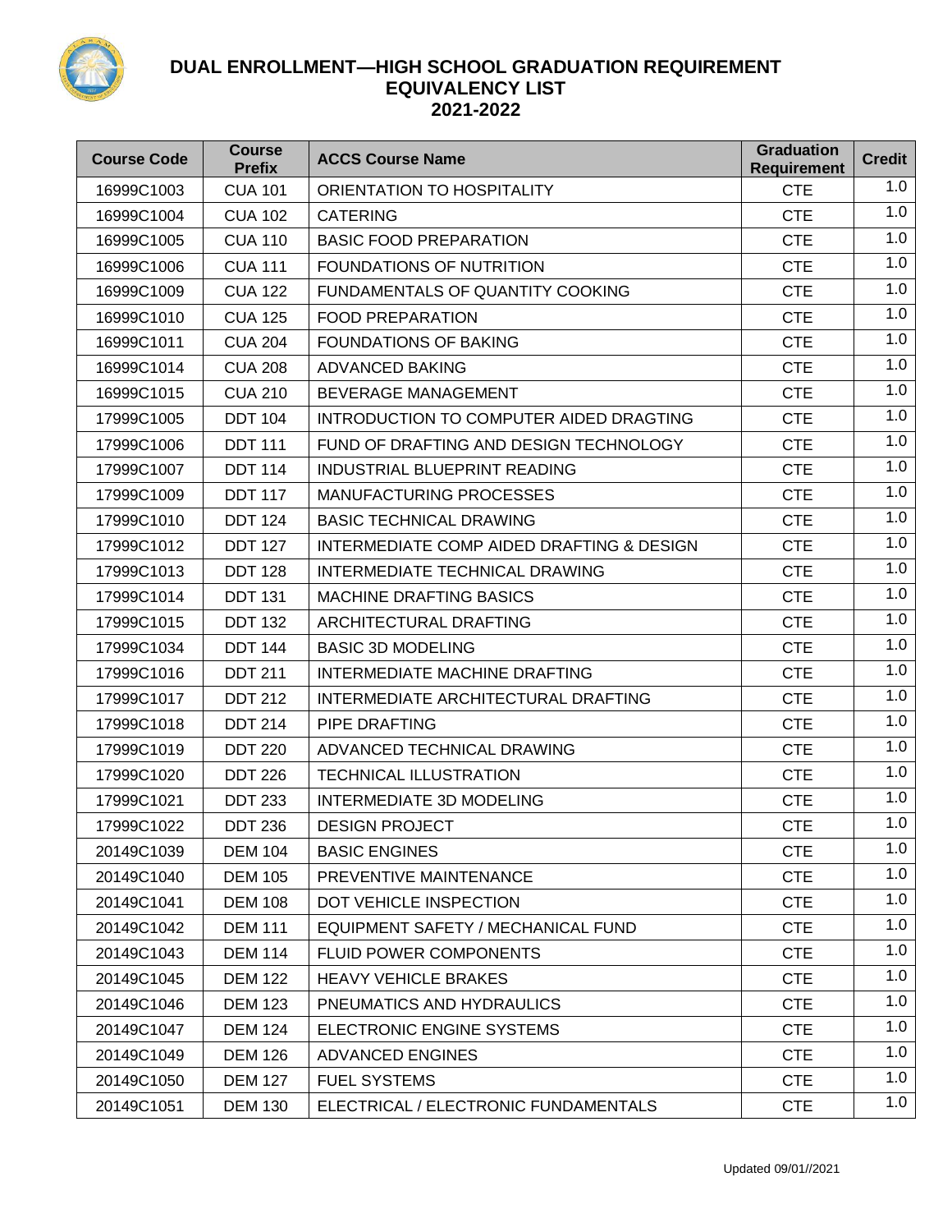# DUAL ENROLLMENT—HIGH SCHOOL GRADUATION REQUIREMENT EQUIVALENCY LIST 2021-2022

| Course Code | Course Prefix | ACCS Course Name | Graduation Requirement | Credit |
|---|---|---|---|---|
| 16999C1003 | CUA 101 | ORIENTATION TO HOSPITALITY | CTE | 1.0 |
| 16999C1004 | CUA 102 | CATERING | CTE | 1.0 |
| 16999C1005 | CUA 110 | BASIC FOOD PREPARATION | CTE | 1.0 |
| 16999C1006 | CUA 111 | FOUNDATIONS OF NUTRITION | CTE | 1.0 |
| 16999C1009 | CUA 122 | FUNDAMENTALS OF QUANTITY COOKING | CTE | 1.0 |
| 16999C1010 | CUA 125 | FOOD PREPARATION | CTE | 1.0 |
| 16999C1011 | CUA 204 | FOUNDATIONS OF BAKING | CTE | 1.0 |
| 16999C1014 | CUA 208 | ADVANCED BAKING | CTE | 1.0 |
| 16999C1015 | CUA 210 | BEVERAGE MANAGEMENT | CTE | 1.0 |
| 17999C1005 | DDT 104 | INTRODUCTION TO COMPUTER AIDED DRAGTING | CTE | 1.0 |
| 17999C1006 | DDT 111 | FUND OF DRAFTING AND DESIGN TECHNOLOGY | CTE | 1.0 |
| 17999C1007 | DDT 114 | INDUSTRIAL BLUEPRINT READING | CTE | 1.0 |
| 17999C1009 | DDT 117 | MANUFACTURING PROCESSES | CTE | 1.0 |
| 17999C1010 | DDT 124 | BASIC TECHNICAL DRAWING | CTE | 1.0 |
| 17999C1012 | DDT 127 | INTERMEDIATE COMP AIDED DRAFTING & DESIGN | CTE | 1.0 |
| 17999C1013 | DDT 128 | INTERMEDIATE TECHNICAL DRAWING | CTE | 1.0 |
| 17999C1014 | DDT 131 | MACHINE DRAFTING BASICS | CTE | 1.0 |
| 17999C1015 | DDT 132 | ARCHITECTURAL DRAFTING | CTE | 1.0 |
| 17999C1034 | DDT 144 | BASIC 3D MODELING | CTE | 1.0 |
| 17999C1016 | DDT 211 | INTERMEDIATE MACHINE DRAFTING | CTE | 1.0 |
| 17999C1017 | DDT 212 | INTERMEDIATE ARCHITECTURAL DRAFTING | CTE | 1.0 |
| 17999C1018 | DDT 214 | PIPE DRAFTING | CTE | 1.0 |
| 17999C1019 | DDT 220 | ADVANCED TECHNICAL DRAWING | CTE | 1.0 |
| 17999C1020 | DDT 226 | TECHNICAL ILLUSTRATION | CTE | 1.0 |
| 17999C1021 | DDT 233 | INTERMEDIATE 3D MODELING | CTE | 1.0 |
| 17999C1022 | DDT 236 | DESIGN PROJECT | CTE | 1.0 |
| 20149C1039 | DEM 104 | BASIC ENGINES | CTE | 1.0 |
| 20149C1040 | DEM 105 | PREVENTIVE MAINTENANCE | CTE | 1.0 |
| 20149C1041 | DEM 108 | DOT VEHICLE INSPECTION | CTE | 1.0 |
| 20149C1042 | DEM 111 | EQUIPMENT SAFETY / MECHANICAL FUND | CTE | 1.0 |
| 20149C1043 | DEM 114 | FLUID POWER COMPONENTS | CTE | 1.0 |
| 20149C1045 | DEM 122 | HEAVY VEHICLE BRAKES | CTE | 1.0 |
| 20149C1046 | DEM 123 | PNEUMATICS AND HYDRAULICS | CTE | 1.0 |
| 20149C1047 | DEM 124 | ELECTRONIC ENGINE SYSTEMS | CTE | 1.0 |
| 20149C1049 | DEM 126 | ADVANCED ENGINES | CTE | 1.0 |
| 20149C1050 | DEM 127 | FUEL SYSTEMS | CTE | 1.0 |
| 20149C1051 | DEM 130 | ELECTRICAL / ELECTRONIC FUNDAMENTALS | CTE | 1.0 |

Updated 09/01//2021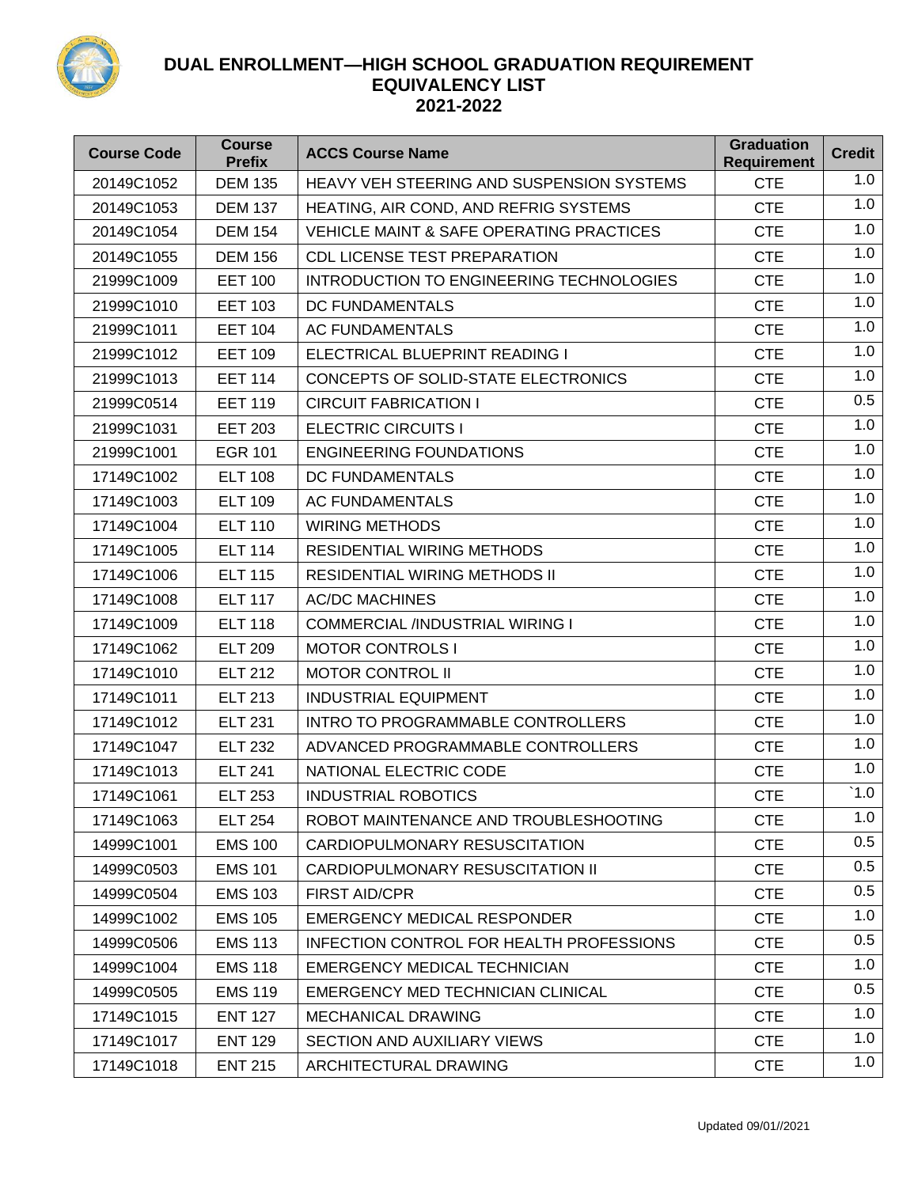# DUAL ENROLLMENT—HIGH SCHOOL GRADUATION REQUIREMENT EQUIVALENCY LIST 2021-2022

| Course Code | Course Prefix | ACCS Course Name | Graduation Requirement | Credit |
|---|---|---|---|---|
| 20149C1052 | DEM 135 | HEAVY VEH STEERING AND SUSPENSION SYSTEMS | CTE | 1.0 |
| 20149C1053 | DEM 137 | HEATING, AIR COND, AND REFRIG SYSTEMS | CTE | 1.0 |
| 20149C1054 | DEM 154 | VEHICLE MAINT & SAFE OPERATING PRACTICES | CTE | 1.0 |
| 20149C1055 | DEM 156 | CDL LICENSE TEST PREPARATION | CTE | 1.0 |
| 21999C1009 | EET 100 | INTRODUCTION TO ENGINEERING TECHNOLOGIES | CTE | 1.0 |
| 21999C1010 | EET 103 | DC FUNDAMENTALS | CTE | 1.0 |
| 21999C1011 | EET 104 | AC FUNDAMENTALS | CTE | 1.0 |
| 21999C1012 | EET 109 | ELECTRICAL BLUEPRINT READING I | CTE | 1.0 |
| 21999C1013 | EET 114 | CONCEPTS OF SOLID-STATE ELECTRONICS | CTE | 1.0 |
| 21999C0514 | EET 119 | CIRCUIT FABRICATION I | CTE | 0.5 |
| 21999C1031 | EET 203 | ELECTRIC CIRCUITS I | CTE | 1.0 |
| 21999C1001 | EGR 101 | ENGINEERING FOUNDATIONS | CTE | 1.0 |
| 17149C1002 | ELT 108 | DC FUNDAMENTALS | CTE | 1.0 |
| 17149C1003 | ELT 109 | AC FUNDAMENTALS | CTE | 1.0 |
| 17149C1004 | ELT 110 | WIRING METHODS | CTE | 1.0 |
| 17149C1005 | ELT 114 | RESIDENTIAL WIRING METHODS | CTE | 1.0 |
| 17149C1006 | ELT 115 | RESIDENTIAL WIRING METHODS II | CTE | 1.0 |
| 17149C1008 | ELT 117 | AC/DC MACHINES | CTE | 1.0 |
| 17149C1009 | ELT 118 | COMMERCIAL /INDUSTRIAL WIRING I | CTE | 1.0 |
| 17149C1062 | ELT 209 | MOTOR CONTROLS I | CTE | 1.0 |
| 17149C1010 | ELT 212 | MOTOR CONTROL II | CTE | 1.0 |
| 17149C1011 | ELT 213 | INDUSTRIAL EQUIPMENT | CTE | 1.0 |
| 17149C1012 | ELT 231 | INTRO TO PROGRAMMABLE CONTROLLERS | CTE | 1.0 |
| 17149C1047 | ELT 232 | ADVANCED PROGRAMMABLE CONTROLLERS | CTE | 1.0 |
| 17149C1013 | ELT 241 | NATIONAL ELECTRIC CODE | CTE | 1.0 |
| 17149C1061 | ELT 253 | INDUSTRIAL ROBOTICS | CTE | `1.0 |
| 17149C1063 | ELT 254 | ROBOT MAINTENANCE AND TROUBLESHOOTING | CTE | 1.0 |
| 14999C1001 | EMS 100 | CARDIOPULMONARY RESUSCITATION | CTE | 0.5 |
| 14999C0503 | EMS 101 | CARDIOPULMONARY RESUSCITATION II | CTE | 0.5 |
| 14999C0504 | EMS 103 | FIRST AID/CPR | CTE | 0.5 |
| 14999C1002 | EMS 105 | EMERGENCY MEDICAL RESPONDER | CTE | 1.0 |
| 14999C0506 | EMS 113 | INFECTION CONTROL FOR HEALTH PROFESSIONS | CTE | 0.5 |
| 14999C1004 | EMS 118 | EMERGENCY MEDICAL TECHNICIAN | CTE | 1.0 |
| 14999C0505 | EMS 119 | EMERGENCY MED TECHNICIAN CLINICAL | CTE | 0.5 |
| 17149C1015 | ENT 127 | MECHANICAL DRAWING | CTE | 1.0 |
| 17149C1017 | ENT 129 | SECTION AND AUXILIARY VIEWS | CTE | 1.0 |
| 17149C1018 | ENT 215 | ARCHITECTURAL DRAWING | CTE | 1.0 |

Updated 09/01//2021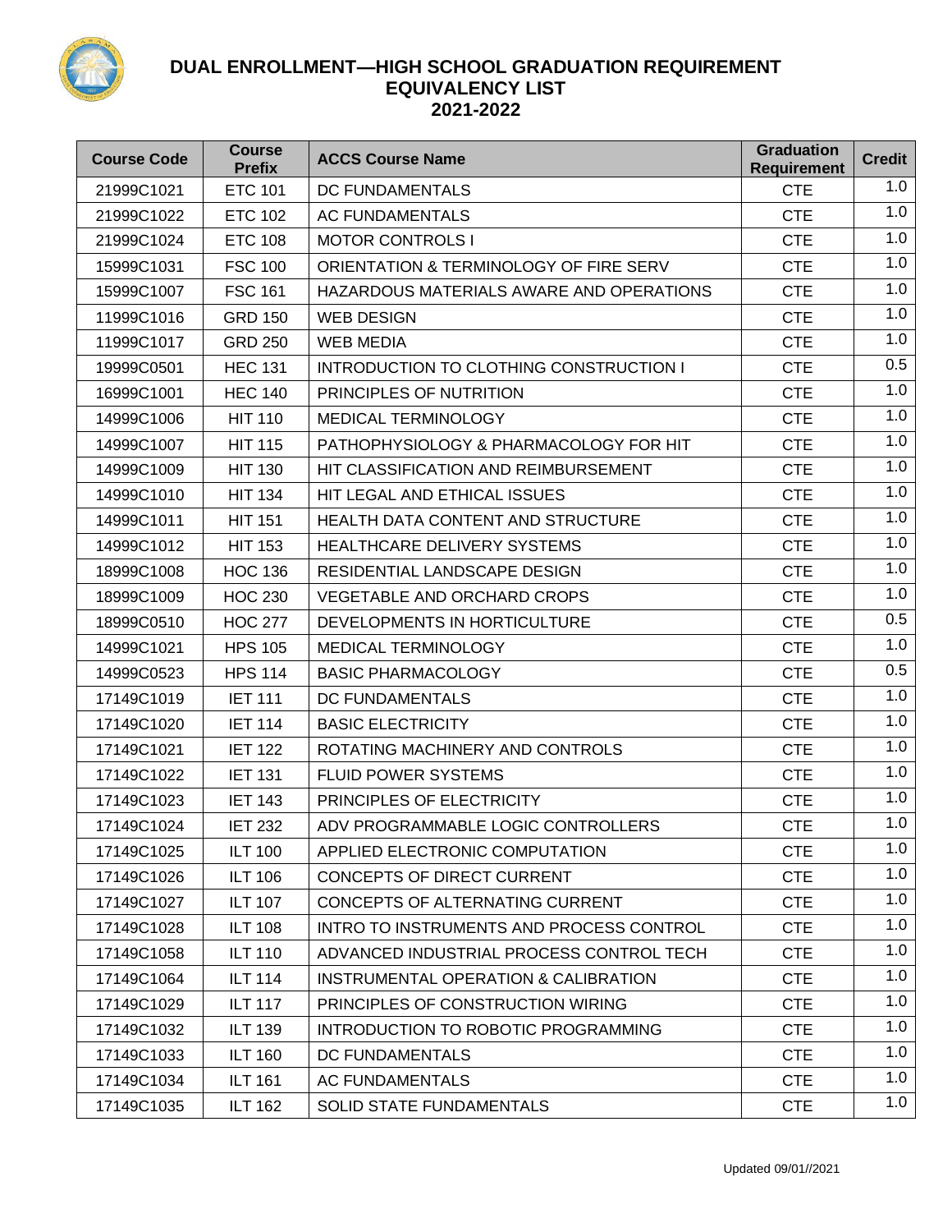# DUAL ENROLLMENT—HIGH SCHOOL GRADUATION REQUIREMENT EQUIVALENCY LIST 2021-2022

| Course Code | Course Prefix | ACCS Course Name | Graduation Requirement | Credit |
|---|---|---|---|---|
| 21999C1021 | ETC 101 | DC FUNDAMENTALS | CTE | 1.0 |
| 21999C1022 | ETC 102 | AC FUNDAMENTALS | CTE | 1.0 |
| 21999C1024 | ETC 108 | MOTOR CONTROLS I | CTE | 1.0 |
| 15999C1031 | FSC 100 | ORIENTATION & TERMINOLOGY OF FIRE SERV | CTE | 1.0 |
| 15999C1007 | FSC 161 | HAZARDOUS MATERIALS AWARE AND OPERATIONS | CTE | 1.0 |
| 11999C1016 | GRD 150 | WEB DESIGN | CTE | 1.0 |
| 11999C1017 | GRD 250 | WEB MEDIA | CTE | 1.0 |
| 19999C0501 | HEC 131 | INTRODUCTION TO CLOTHING CONSTRUCTION I | CTE | 0.5 |
| 16999C1001 | HEC 140 | PRINCIPLES OF NUTRITION | CTE | 1.0 |
| 14999C1006 | HIT 110 | MEDICAL TERMINOLOGY | CTE | 1.0 |
| 14999C1007 | HIT 115 | PATHOPHYSIOLOGY & PHARMACOLOGY FOR HIT | CTE | 1.0 |
| 14999C1009 | HIT 130 | HIT CLASSIFICATION AND REIMBURSEMENT | CTE | 1.0 |
| 14999C1010 | HIT 134 | HIT LEGAL AND ETHICAL ISSUES | CTE | 1.0 |
| 14999C1011 | HIT 151 | HEALTH DATA CONTENT AND STRUCTURE | CTE | 1.0 |
| 14999C1012 | HIT 153 | HEALTHCARE DELIVERY SYSTEMS | CTE | 1.0 |
| 18999C1008 | HOC 136 | RESIDENTIAL LANDSCAPE DESIGN | CTE | 1.0 |
| 18999C1009 | HOC 230 | VEGETABLE AND ORCHARD CROPS | CTE | 1.0 |
| 18999C0510 | HOC 277 | DEVELOPMENTS IN HORTICULTURE | CTE | 0.5 |
| 14999C1021 | HPS 105 | MEDICAL TERMINOLOGY | CTE | 1.0 |
| 14999C0523 | HPS 114 | BASIC PHARMACOLOGY | CTE | 0.5 |
| 17149C1019 | IET 111 | DC FUNDAMENTALS | CTE | 1.0 |
| 17149C1020 | IET 114 | BASIC ELECTRICITY | CTE | 1.0 |
| 17149C1021 | IET 122 | ROTATING MACHINERY AND CONTROLS | CTE | 1.0 |
| 17149C1022 | IET 131 | FLUID POWER SYSTEMS | CTE | 1.0 |
| 17149C1023 | IET 143 | PRINCIPLES OF ELECTRICITY | CTE | 1.0 |
| 17149C1024 | IET 232 | ADV PROGRAMMABLE LOGIC CONTROLLERS | CTE | 1.0 |
| 17149C1025 | ILT 100 | APPLIED ELECTRONIC COMPUTATION | CTE | 1.0 |
| 17149C1026 | ILT 106 | CONCEPTS OF DIRECT CURRENT | CTE | 1.0 |
| 17149C1027 | ILT 107 | CONCEPTS OF ALTERNATING CURRENT | CTE | 1.0 |
| 17149C1028 | ILT 108 | INTRO TO INSTRUMENTS AND PROCESS CONTROL | CTE | 1.0 |
| 17149C1058 | ILT 110 | ADVANCED INDUSTRIAL PROCESS CONTROL TECH | CTE | 1.0 |
| 17149C1064 | ILT 114 | INSTRUMENTAL OPERATION & CALIBRATION | CTE | 1.0 |
| 17149C1029 | ILT 117 | PRINCIPLES OF CONSTRUCTION WIRING | CTE | 1.0 |
| 17149C1032 | ILT 139 | INTRODUCTION TO ROBOTIC PROGRAMMING | CTE | 1.0 |
| 17149C1033 | ILT 160 | DC FUNDAMENTALS | CTE | 1.0 |
| 17149C1034 | ILT 161 | AC FUNDAMENTALS | CTE | 1.0 |
| 17149C1035 | ILT 162 | SOLID STATE FUNDAMENTALS | CTE | 1.0 |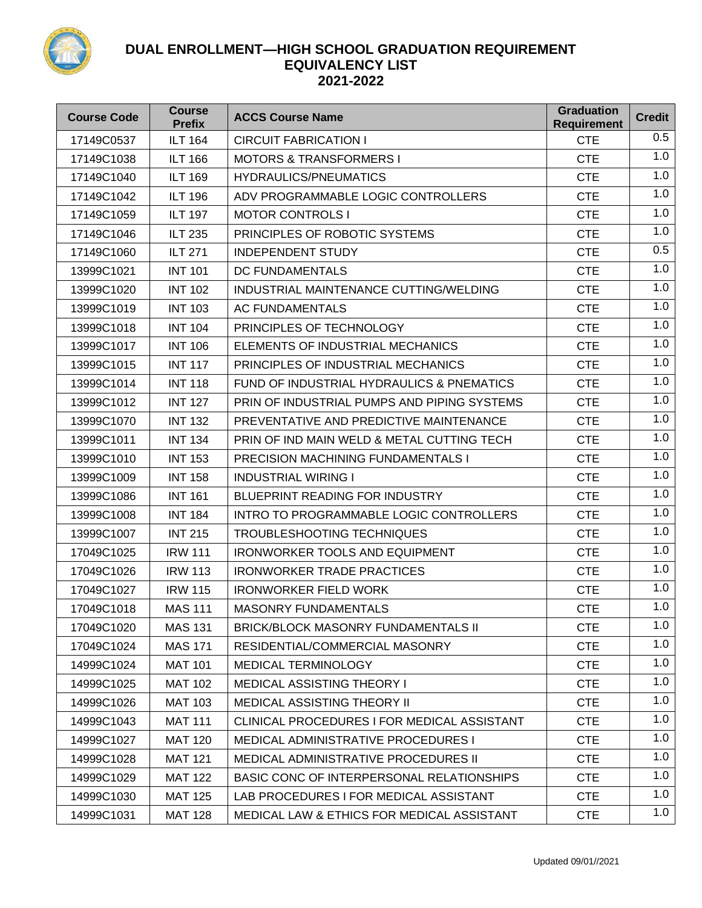# DUAL ENROLLMENT—HIGH SCHOOL GRADUATION REQUIREMENT EQUIVALENCY LIST
## 2021-2022

| Course Code | Course Prefix | ACCS Course Name | Graduation Requirement | Credit |
|---|---|---|---|---|
| 17149C0537 | ILT 164 | CIRCUIT FABRICATION I | CTE | 0.5 |
| 17149C1038 | ILT 166 | MOTORS & TRANSFORMERS I | CTE | 1.0 |
| 17149C1040 | ILT 169 | HYDRAULICS/PNEUMATICS | CTE | 1.0 |
| 17149C1042 | ILT 196 | ADV PROGRAMMABLE LOGIC CONTROLLERS | CTE | 1.0 |
| 17149C1059 | ILT 197 | MOTOR CONTROLS I | CTE | 1.0 |
| 17149C1046 | ILT 235 | PRINCIPLES OF ROBOTIC SYSTEMS | CTE | 1.0 |
| 17149C1060 | ILT 271 | INDEPENDENT STUDY | CTE | 0.5 |
| 13999C1021 | INT 101 | DC FUNDAMENTALS | CTE | 1.0 |
| 13999C1020 | INT 102 | INDUSTRIAL MAINTENANCE CUTTING/WELDING | CTE | 1.0 |
| 13999C1019 | INT 103 | AC FUNDAMENTALS | CTE | 1.0 |
| 13999C1018 | INT 104 | PRINCIPLES OF TECHNOLOGY | CTE | 1.0 |
| 13999C1017 | INT 106 | ELEMENTS OF INDUSTRIAL MECHANICS | CTE | 1.0 |
| 13999C1015 | INT 117 | PRINCIPLES OF INDUSTRIAL MECHANICS | CTE | 1.0 |
| 13999C1014 | INT 118 | FUND OF INDUSTRIAL HYDRAULICS & PNEMATICS | CTE | 1.0 |
| 13999C1012 | INT 127 | PRIN OF INDUSTRIAL PUMPS AND PIPING SYSTEMS | CTE | 1.0 |
| 13999C1070 | INT 132 | PREVENTATIVE AND PREDICTIVE MAINTENANCE | CTE | 1.0 |
| 13999C1011 | INT 134 | PRIN OF IND MAIN WELD & METAL CUTTING TECH | CTE | 1.0 |
| 13999C1010 | INT 153 | PRECISION MACHINING FUNDAMENTALS I | CTE | 1.0 |
| 13999C1009 | INT 158 | INDUSTRIAL WIRING I | CTE | 1.0 |
| 13999C1086 | INT 161 | BLUEPRINT READING FOR INDUSTRY | CTE | 1.0 |
| 13999C1008 | INT 184 | INTRO TO PROGRAMMABLE LOGIC CONTROLLERS | CTE | 1.0 |
| 13999C1007 | INT 215 | TROUBLESHOOTING TECHNIQUES | CTE | 1.0 |
| 17049C1025 | IRW 111 | IRONWORKER TOOLS AND EQUIPMENT | CTE | 1.0 |
| 17049C1026 | IRW 113 | IRONWORKER TRADE PRACTICES | CTE | 1.0 |
| 17049C1027 | IRW 115 | IRONWORKER FIELD WORK | CTE | 1.0 |
| 17049C1018 | MAS 111 | MASONRY FUNDAMENTALS | CTE | 1.0 |
| 17049C1020 | MAS 131 | BRICK/BLOCK MASONRY FUNDAMENTALS II | CTE | 1.0 |
| 17049C1024 | MAS 171 | RESIDENTIAL/COMMERCIAL MASONRY | CTE | 1.0 |
| 14999C1024 | MAT 101 | MEDICAL TERMINOLOGY | CTE | 1.0 |
| 14999C1025 | MAT 102 | MEDICAL ASSISTING THEORY I | CTE | 1.0 |
| 14999C1026 | MAT 103 | MEDICAL ASSISTING THEORY II | CTE | 1.0 |
| 14999C1043 | MAT 111 | CLINICAL PROCEDURES I FOR MEDICAL ASSISTANT | CTE | 1.0 |
| 14999C1027 | MAT 120 | MEDICAL ADMINISTRATIVE PROCEDURES I | CTE | 1.0 |
| 14999C1028 | MAT 121 | MEDICAL ADMINISTRATIVE PROCEDURES II | CTE | 1.0 |
| 14999C1029 | MAT 122 | BASIC CONC OF INTERPERSONAL RELATIONSHIPS | CTE | 1.0 |
| 14999C1030 | MAT 125 | LAB PROCEDURES I FOR MEDICAL ASSISTANT | CTE | 1.0 |
| 14999C1031 | MAT 128 | MEDICAL LAW & ETHICS FOR MEDICAL ASSISTANT | CTE | 1.0 |

Updated 09/01//2021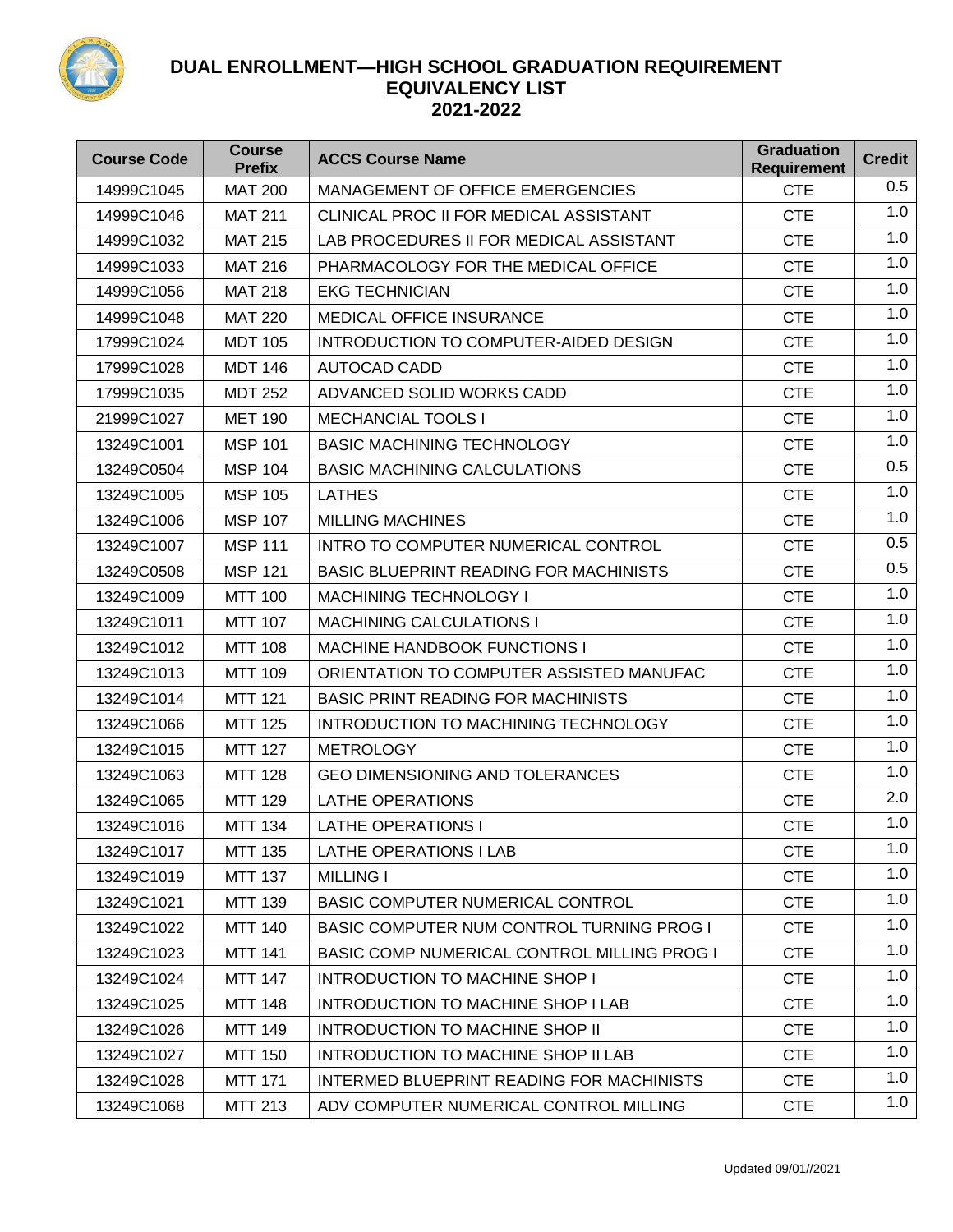# DUAL ENROLLMENT—HIGH SCHOOL GRADUATION REQUIREMENT EQUIVALENCY LIST 2021-2022

| Course Code | Course Prefix | ACCS Course Name | Graduation Requirement | Credit |
|---|---|---|---|---|
| 14999C1045 | MAT 200 | MANAGEMENT OF OFFICE EMERGENCIES | CTE | 0.5 |
| 14999C1046 | MAT 211 | CLINICAL PROC II FOR MEDICAL ASSISTANT | CTE | 1.0 |
| 14999C1032 | MAT 215 | LAB PROCEDURES II FOR MEDICAL ASSISTANT | CTE | 1.0 |
| 14999C1033 | MAT 216 | PHARMACOLOGY FOR THE MEDICAL OFFICE | CTE | 1.0 |
| 14999C1056 | MAT 218 | EKG TECHNICIAN | CTE | 1.0 |
| 14999C1048 | MAT 220 | MEDICAL OFFICE INSURANCE | CTE | 1.0 |
| 17999C1024 | MDT 105 | INTRODUCTION TO COMPUTER-AIDED DESIGN | CTE | 1.0 |
| 17999C1028 | MDT 146 | AUTOCAD CADD | CTE | 1.0 |
| 17999C1035 | MDT 252 | ADVANCED SOLID WORKS CADD | CTE | 1.0 |
| 21999C1027 | MET 190 | MECHANCIAL TOOLS I | CTE | 1.0 |
| 13249C1001 | MSP 101 | BASIC MACHINING TECHNOLOGY | CTE | 1.0 |
| 13249C0504 | MSP 104 | BASIC MACHINING CALCULATIONS | CTE | 0.5 |
| 13249C1005 | MSP 105 | LATHES | CTE | 1.0 |
| 13249C1006 | MSP 107 | MILLING MACHINES | CTE | 1.0 |
| 13249C1007 | MSP 111 | INTRO TO COMPUTER NUMERICAL CONTROL | CTE | 0.5 |
| 13249C0508 | MSP 121 | BASIC BLUEPRINT READING FOR MACHINISTS | CTE | 0.5 |
| 13249C1009 | MTT 100 | MACHINING TECHNOLOGY I | CTE | 1.0 |
| 13249C1011 | MTT 107 | MACHINING CALCULATIONS I | CTE | 1.0 |
| 13249C1012 | MTT 108 | MACHINE HANDBOOK FUNCTIONS I | CTE | 1.0 |
| 13249C1013 | MTT 109 | ORIENTATION TO COMPUTER ASSISTED MANUFAC | CTE | 1.0 |
| 13249C1014 | MTT 121 | BASIC PRINT READING FOR MACHINISTS | CTE | 1.0 |
| 13249C1066 | MTT 125 | INTRODUCTION TO MACHINING TECHNOLOGY | CTE | 1.0 |
| 13249C1015 | MTT 127 | METROLOGY | CTE | 1.0 |
| 13249C1063 | MTT 128 | GEO DIMENSIONING AND TOLERANCES | CTE | 1.0 |
| 13249C1065 | MTT 129 | LATHE OPERATIONS | CTE | 2.0 |
| 13249C1016 | MTT 134 | LATHE OPERATIONS I | CTE | 1.0 |
| 13249C1017 | MTT 135 | LATHE OPERATIONS I LAB | CTE | 1.0 |
| 13249C1019 | MTT 137 | MILLING I | CTE | 1.0 |
| 13249C1021 | MTT 139 | BASIC COMPUTER NUMERICAL CONTROL | CTE | 1.0 |
| 13249C1022 | MTT 140 | BASIC COMPUTER NUM CONTROL TURNING PROG I | CTE | 1.0 |
| 13249C1023 | MTT 141 | BASIC COMP NUMERICAL CONTROL MILLING PROG I | CTE | 1.0 |
| 13249C1024 | MTT 147 | INTRODUCTION TO MACHINE SHOP I | CTE | 1.0 |
| 13249C1025 | MTT 148 | INTRODUCTION TO MACHINE SHOP I LAB | CTE | 1.0 |
| 13249C1026 | MTT 149 | INTRODUCTION TO MACHINE SHOP II | CTE | 1.0 |
| 13249C1027 | MTT 150 | INTRODUCTION TO MACHINE SHOP II LAB | CTE | 1.0 |
| 13249C1028 | MTT 171 | INTERMED BLUEPRINT READING FOR MACHINISTS | CTE | 1.0 |
| 13249C1068 | MTT 213 | ADV COMPUTER NUMERICAL CONTROL MILLING | CTE | 1.0 |

Updated 09/01//2021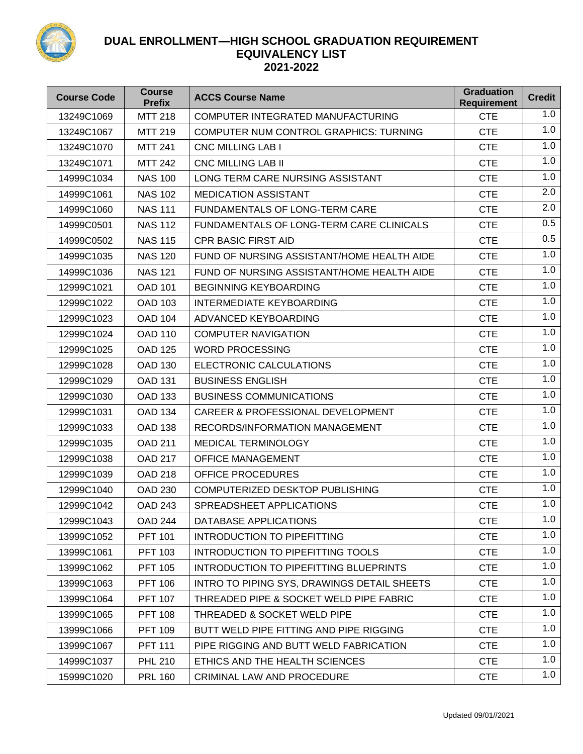# DUAL ENROLLMENT—HIGH SCHOOL GRADUATION REQUIREMENT EQUIVALENCY LIST 2021-2022

| Course Code | Course Prefix | ACCS Course Name | Graduation Requirement | Credit |
|---|---|---|---|---|
| 13249C1069 | MTT 218 | COMPUTER INTEGRATED MANUFACTURING | CTE | 1.0 |
| 13249C1067 | MTT 219 | COMPUTER NUM CONTROL GRAPHICS: TURNING | CTE | 1.0 |
| 13249C1070 | MTT 241 | CNC MILLING LAB I | CTE | 1.0 |
| 13249C1071 | MTT 242 | CNC MILLING LAB II | CTE | 1.0 |
| 14999C1034 | NAS 100 | LONG TERM CARE NURSING ASSISTANT | CTE | 1.0 |
| 14999C1061 | NAS 102 | MEDICATION ASSISTANT | CTE | 2.0 |
| 14999C1060 | NAS 111 | FUNDAMENTALS OF LONG-TERM CARE | CTE | 2.0 |
| 14999C0501 | NAS 112 | FUNDAMENTALS OF LONG-TERM CARE CLINICALS | CTE | 0.5 |
| 14999C0502 | NAS 115 | CPR BASIC FIRST AID | CTE | 0.5 |
| 14999C1035 | NAS 120 | FUND OF NURSING ASSISTANT/HOME HEALTH AIDE | CTE | 1.0 |
| 14999C1036 | NAS 121 | FUND OF NURSING ASSISTANT/HOME HEALTH AIDE | CTE | 1.0 |
| 12999C1021 | OAD 101 | BEGINNING KEYBOARDING | CTE | 1.0 |
| 12999C1022 | OAD 103 | INTERMEDIATE KEYBOARDING | CTE | 1.0 |
| 12999C1023 | OAD 104 | ADVANCED KEYBOARDING | CTE | 1.0 |
| 12999C1024 | OAD 110 | COMPUTER NAVIGATION | CTE | 1.0 |
| 12999C1025 | OAD 125 | WORD PROCESSING | CTE | 1.0 |
| 12999C1028 | OAD 130 | ELECTRONIC CALCULATIONS | CTE | 1.0 |
| 12999C1029 | OAD 131 | BUSINESS ENGLISH | CTE | 1.0 |
| 12999C1030 | OAD 133 | BUSINESS COMMUNICATIONS | CTE | 1.0 |
| 12999C1031 | OAD 134 | CAREER & PROFESSIONAL DEVELOPMENT | CTE | 1.0 |
| 12999C1033 | OAD 138 | RECORDS/INFORMATION MANAGEMENT | CTE | 1.0 |
| 12999C1035 | OAD 211 | MEDICAL TERMINOLOGY | CTE | 1.0 |
| 12999C1038 | OAD 217 | OFFICE MANAGEMENT | CTE | 1.0 |
| 12999C1039 | OAD 218 | OFFICE PROCEDURES | CTE | 1.0 |
| 12999C1040 | OAD 230 | COMPUTERIZED DESKTOP PUBLISHING | CTE | 1.0 |
| 12999C1042 | OAD 243 | SPREADSHEET APPLICATIONS | CTE | 1.0 |
| 12999C1043 | OAD 244 | DATABASE APPLICATIONS | CTE | 1.0 |
| 13999C1052 | PFT 101 | INTRODUCTION TO PIPEFITTING | CTE | 1.0 |
| 13999C1061 | PFT 103 | INTRODUCTION TO PIPEFITTING TOOLS | CTE | 1.0 |
| 13999C1062 | PFT 105 | INTRODUCTION TO PIPEFITTING BLUEPRINTS | CTE | 1.0 |
| 13999C1063 | PFT 106 | INTRO TO PIPING SYS, DRAWINGS DETAIL SHEETS | CTE | 1.0 |
| 13999C1064 | PFT 107 | THREADED PIPE & SOCKET WELD PIPE FABRIC | CTE | 1.0 |
| 13999C1065 | PFT 108 | THREADED & SOCKET WELD PIPE | CTE | 1.0 |
| 13999C1066 | PFT 109 | BUTT WELD PIPE FITTING AND PIPE RIGGING | CTE | 1.0 |
| 13999C1067 | PFT 111 | PIPE RIGGING AND BUTT WELD FABRICATION | CTE | 1.0 |
| 14999C1037 | PHL 210 | ETHICS AND THE HEALTH SCIENCES | CTE | 1.0 |
| 15999C1020 | PRL 160 | CRIMINAL LAW AND PROCEDURE | CTE | 1.0 |

Updated 09/01//2021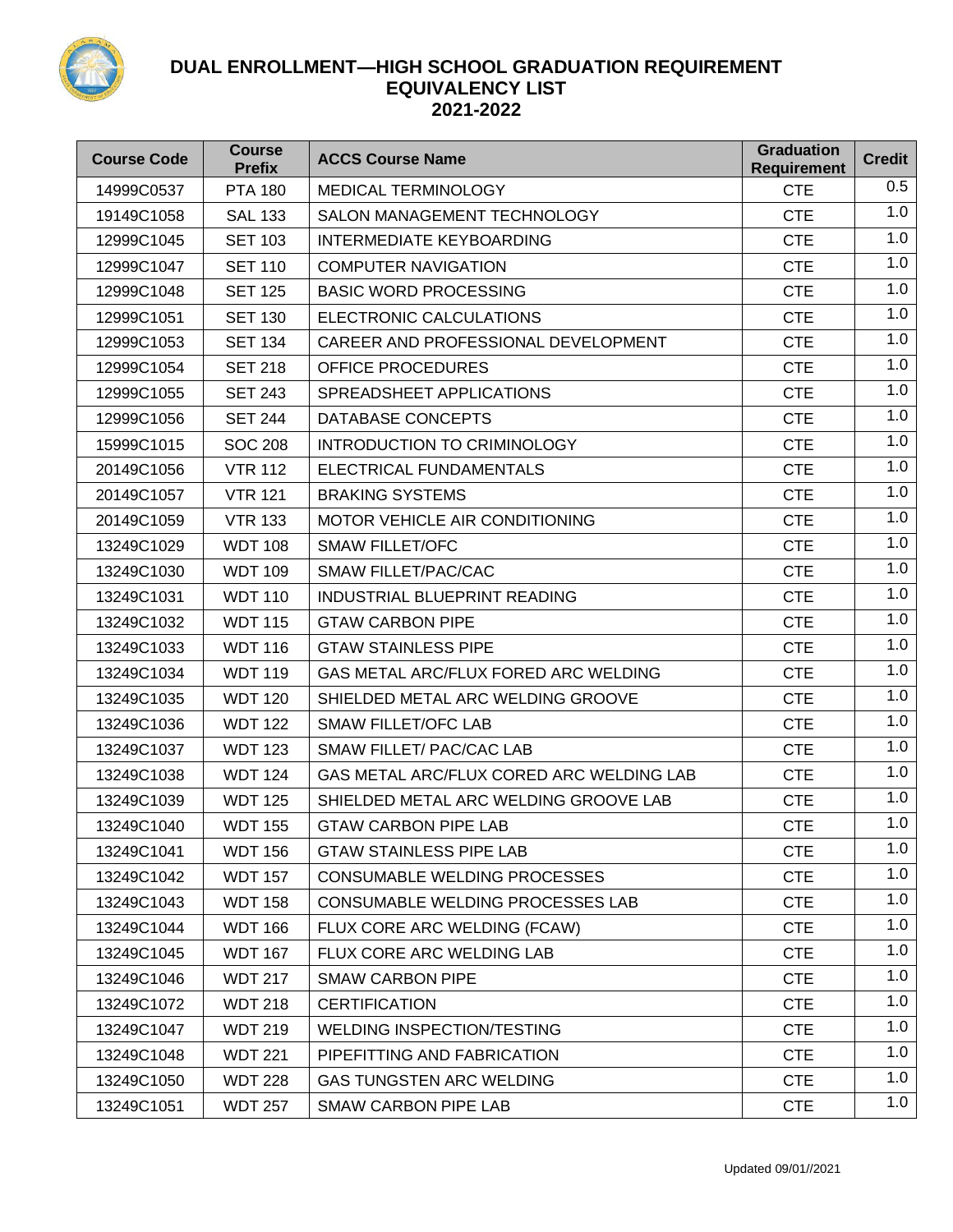# DUAL ENROLLMENT—HIGH SCHOOL GRADUATION REQUIREMENT EQUIVALENCY LIST 2021-2022

| Course Code | Course Prefix | ACCS Course Name | Graduation Requirement | Credit |
|---|---|---|---|---|
| 14999C0537 | PTA 180 | MEDICAL TERMINOLOGY | CTE | 0.5 |
| 19149C1058 | SAL 133 | SALON MANAGEMENT TECHNOLOGY | CTE | 1.0 |
| 12999C1045 | SET 103 | INTERMEDIATE KEYBOARDING | CTE | 1.0 |
| 12999C1047 | SET 110 | COMPUTER NAVIGATION | CTE | 1.0 |
| 12999C1048 | SET 125 | BASIC WORD PROCESSING | CTE | 1.0 |
| 12999C1051 | SET 130 | ELECTRONIC CALCULATIONS | CTE | 1.0 |
| 12999C1053 | SET 134 | CAREER AND PROFESSIONAL DEVELOPMENT | CTE | 1.0 |
| 12999C1054 | SET 218 | OFFICE PROCEDURES | CTE | 1.0 |
| 12999C1055 | SET 243 | SPREADSHEET APPLICATIONS | CTE | 1.0 |
| 12999C1056 | SET 244 | DATABASE CONCEPTS | CTE | 1.0 |
| 15999C1015 | SOC 208 | INTRODUCTION TO CRIMINOLOGY | CTE | 1.0 |
| 20149C1056 | VTR 112 | ELECTRICAL FUNDAMENTALS | CTE | 1.0 |
| 20149C1057 | VTR 121 | BRAKING SYSTEMS | CTE | 1.0 |
| 20149C1059 | VTR 133 | MOTOR VEHICLE AIR CONDITIONING | CTE | 1.0 |
| 13249C1029 | WDT 108 | SMAW FILLET/OFC | CTE | 1.0 |
| 13249C1030 | WDT 109 | SMAW FILLET/PAC/CAC | CTE | 1.0 |
| 13249C1031 | WDT 110 | INDUSTRIAL BLUEPRINT READING | CTE | 1.0 |
| 13249C1032 | WDT 115 | GTAW CARBON PIPE | CTE | 1.0 |
| 13249C1033 | WDT 116 | GTAW STAINLESS PIPE | CTE | 1.0 |
| 13249C1034 | WDT 119 | GAS METAL ARC/FLUX FORED ARC WELDING | CTE | 1.0 |
| 13249C1035 | WDT 120 | SHIELDED METAL ARC WELDING GROOVE | CTE | 1.0 |
| 13249C1036 | WDT 122 | SMAW FILLET/OFC LAB | CTE | 1.0 |
| 13249C1037 | WDT 123 | SMAW FILLET/ PAC/CAC LAB | CTE | 1.0 |
| 13249C1038 | WDT 124 | GAS METAL ARC/FLUX CORED ARC WELDING LAB | CTE | 1.0 |
| 13249C1039 | WDT 125 | SHIELDED METAL ARC WELDING GROOVE LAB | CTE | 1.0 |
| 13249C1040 | WDT 155 | GTAW CARBON PIPE LAB | CTE | 1.0 |
| 13249C1041 | WDT 156 | GTAW STAINLESS PIPE LAB | CTE | 1.0 |
| 13249C1042 | WDT 157 | CONSUMABLE WELDING PROCESSES | CTE | 1.0 |
| 13249C1043 | WDT 158 | CONSUMABLE WELDING PROCESSES LAB | CTE | 1.0 |
| 13249C1044 | WDT 166 | FLUX CORE ARC WELDING (FCAW) | CTE | 1.0 |
| 13249C1045 | WDT 167 | FLUX CORE ARC WELDING LAB | CTE | 1.0 |
| 13249C1046 | WDT 217 | SMAW CARBON PIPE | CTE | 1.0 |
| 13249C1072 | WDT 218 | CERTIFICATION | CTE | 1.0 |
| 13249C1047 | WDT 219 | WELDING INSPECTION/TESTING | CTE | 1.0 |
| 13249C1048 | WDT 221 | PIPEFITTING AND FABRICATION | CTE | 1.0 |
| 13249C1050 | WDT 228 | GAS TUNGSTEN ARC WELDING | CTE | 1.0 |
| 13249C1051 | WDT 257 | SMAW CARBON PIPE LAB | CTE | 1.0 |

Updated 09/01//2021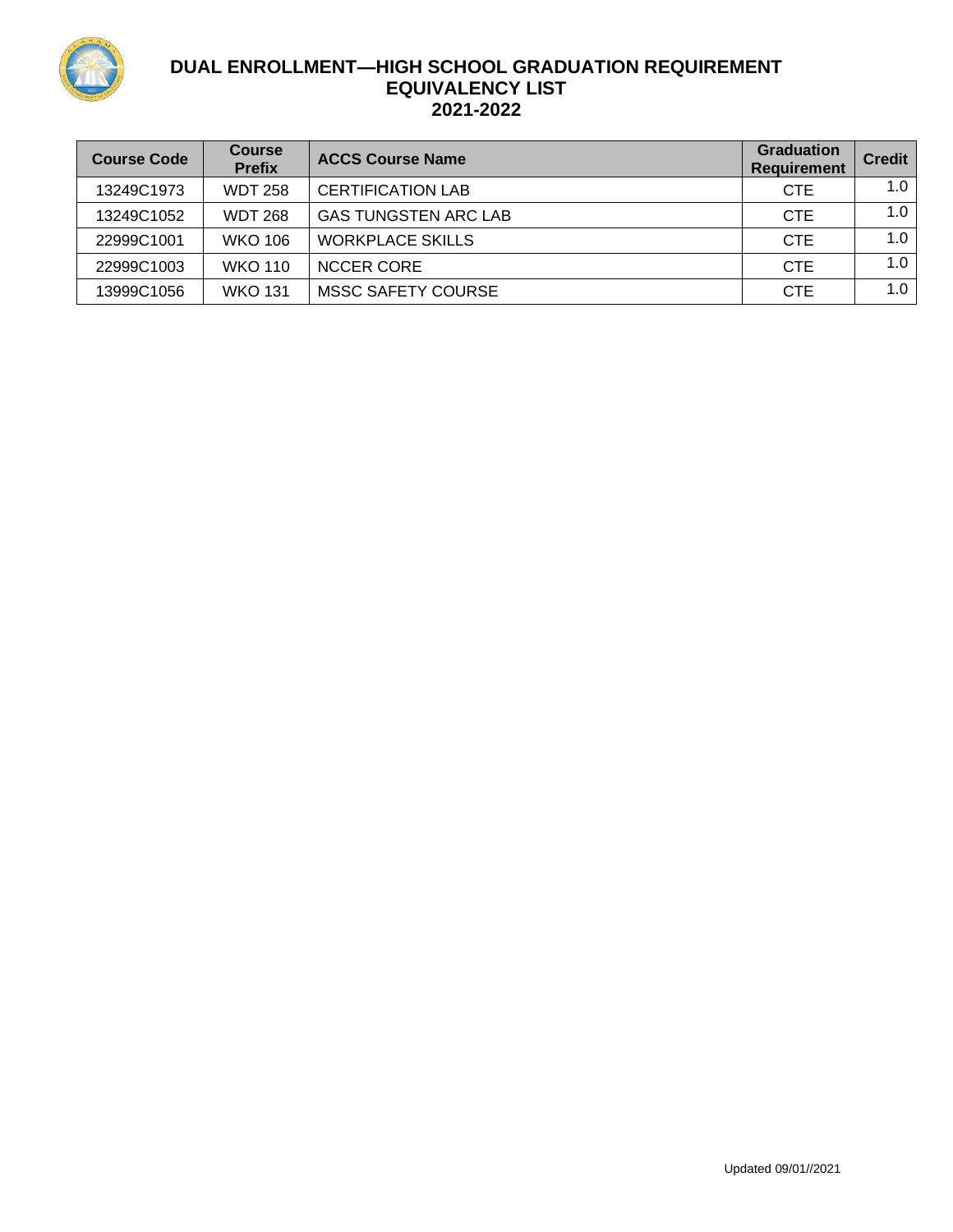# DUAL ENROLLMENT—HIGH SCHOOL GRADUATION REQUIREMENT EQUIVALENCY LIST 2021-2022

| Course Code | Course Prefix | ACCS Course Name | Graduation Requirement | Credit |
|---|---|---|---|---|
| 13249C1973 | WDT 258 | CERTIFICATION LAB | CTE | 1.0 |
| 13249C1052 | WDT 268 | GAS TUNGSTEN ARC LAB | CTE | 1.0 |
| 22999C1001 | WKO 106 | WORKPLACE SKILLS | CTE | 1.0 |
| 22999C1003 | WKO 110 | NCCER CORE | CTE | 1.0 |
| 13999C1056 | WKO 131 | MSSC SAFETY COURSE | CTE | 1.0 |

Updated 09/01//2021